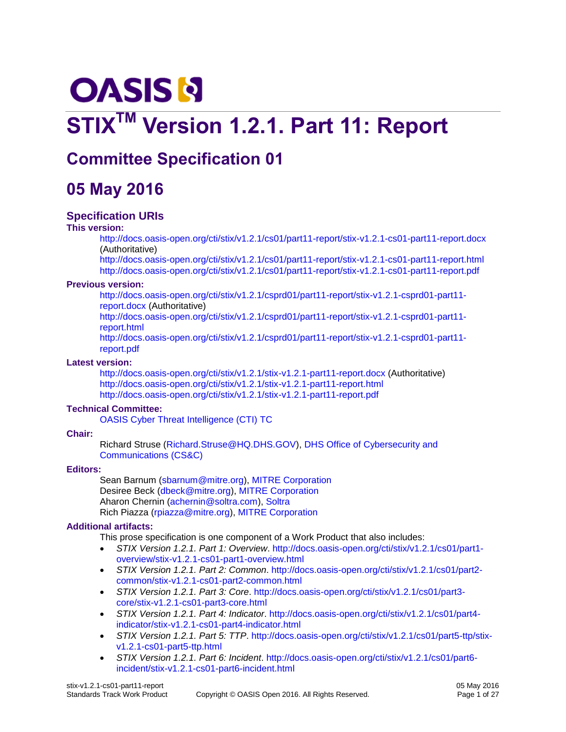OASIS

# STIX™ Version 1.2.1. Part 11: Report

## Committee Specification 01

## 05 May 2016

### Specification URIs

**This version:**

http://docs.oasis-open.org/cti/stix/v1.2.1/cs01/part11-report/stix-v1.2.1-cs01-part11-report.docx (Authoritative)
http://docs.oasis-open.org/cti/stix/v1.2.1/cs01/part11-report/stix-v1.2.1-cs01-part11-report.html
http://docs.oasis-open.org/cti/stix/v1.2.1/cs01/part11-report/stix-v1.2.1-cs01-part11-report.pdf

**Previous version:**

http://docs.oasis-open.org/cti/stix/v1.2.1/csprd01/part11-report/stix-v1.2.1-csprd01-part11-report.docx (Authoritative)
http://docs.oasis-open.org/cti/stix/v1.2.1/csprd01/part11-report/stix-v1.2.1-csprd01-part11-report.html
http://docs.oasis-open.org/cti/stix/v1.2.1/csprd01/part11-report/stix-v1.2.1-csprd01-part11-report.pdf

**Latest version:**

http://docs.oasis-open.org/cti/stix/v1.2.1/stix-v1.2.1-part11-report.docx (Authoritative)
http://docs.oasis-open.org/cti/stix/v1.2.1/stix-v1.2.1-part11-report.html
http://docs.oasis-open.org/cti/stix/v1.2.1/stix-v1.2.1-part11-report.pdf

**Technical Committee:**

OASIS Cyber Threat Intelligence (CTI) TC

**Chair:**

Richard Struse (Richard.Struse@HQ.DHS.GOV), DHS Office of Cybersecurity and Communications (CS&C)

**Editors:**

Sean Barnum (sbarnum@mitre.org), MITRE Corporation
Desiree Beck (dbeck@mitre.org), MITRE Corporation
Aharon Chernin (achernin@soltra.com), Soltra
Rich Piazza (rpiazza@mitre.org), MITRE Corporation

**Additional artifacts:**

This prose specification is one component of a Work Product that also includes:

- *STIX Version 1.2.1. Part 1: Overview*. http://docs.oasis-open.org/cti/stix/v1.2.1/cs01/part1-overview/stix-v1.2.1-cs01-part1-overview.html
- *STIX Version 1.2.1. Part 2: Common*. http://docs.oasis-open.org/cti/stix/v1.2.1/cs01/part2-common/stix-v1.2.1-cs01-part2-common.html
- *STIX Version 1.2.1. Part 3: Core*. http://docs.oasis-open.org/cti/stix/v1.2.1/cs01/part3-core/stix-v1.2.1-cs01-part3-core.html
- *STIX Version 1.2.1. Part 4: Indicator*. http://docs.oasis-open.org/cti/stix/v1.2.1/cs01/part4-indicator/stix-v1.2.1-cs01-part4-indicator.html
- *STIX Version 1.2.1. Part 5: TTP*. http://docs.oasis-open.org/cti/stix/v1.2.1/cs01/part5-ttp/stix-v1.2.1-cs01-part5-ttp.html
- *STIX Version 1.2.1. Part 6: Incident*. http://docs.oasis-open.org/cti/stix/v1.2.1/cs01/part6-incident/stix-v1.2.1-cs01-part6-incident.html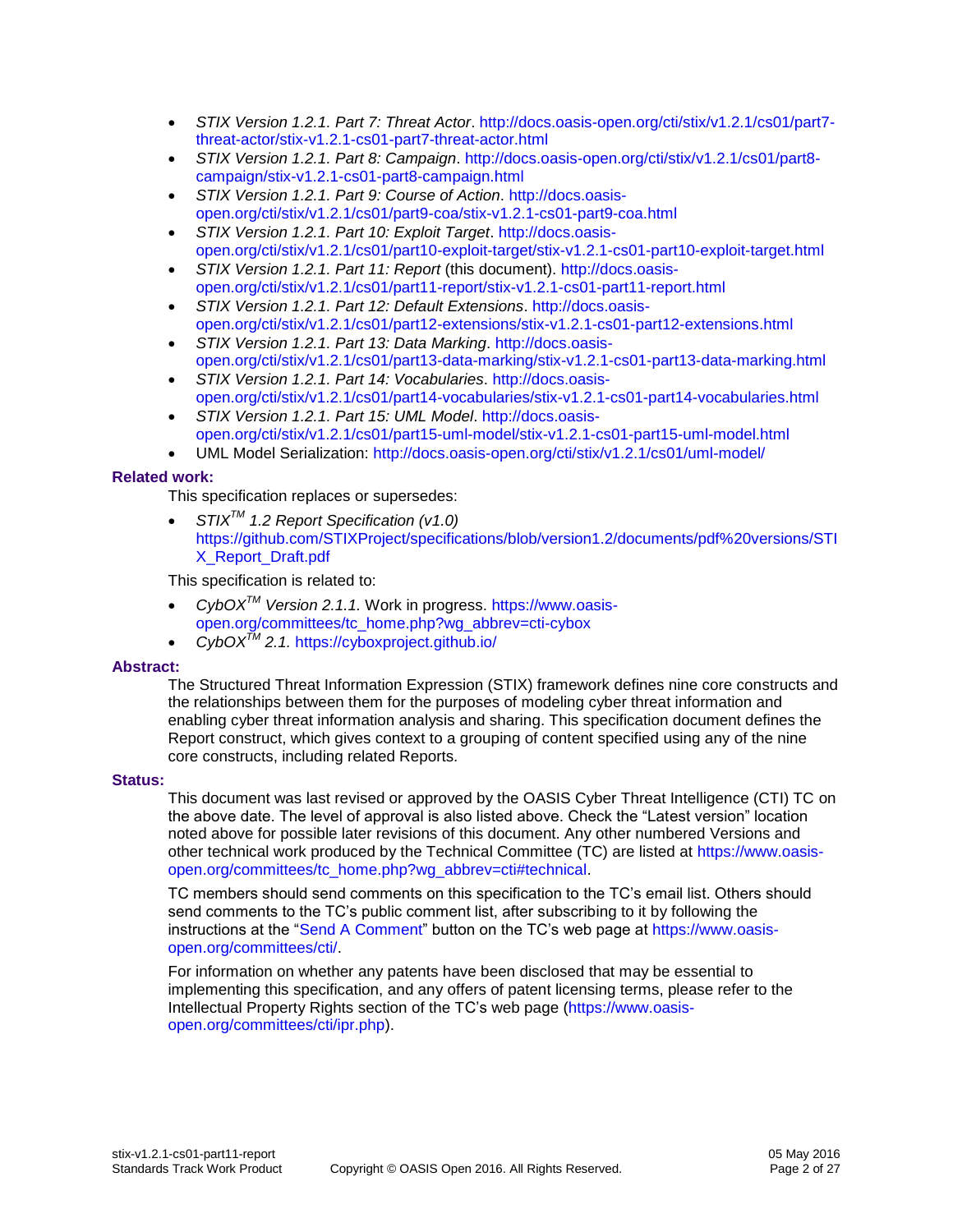- *STIX Version 1.2.1. Part 7: Threat Actor*. http://docs.oasis-open.org/cti/stix/v1.2.1/cs01/part7-threat-actor/stix-v1.2.1-cs01-part7-threat-actor.html
- *STIX Version 1.2.1. Part 8: Campaign*. http://docs.oasis-open.org/cti/stix/v1.2.1/cs01/part8-campaign/stix-v1.2.1-cs01-part8-campaign.html
- *STIX Version 1.2.1. Part 9: Course of Action*. http://docs.oasis-open.org/cti/stix/v1.2.1/cs01/part9-coa/stix-v1.2.1-cs01-part9-coa.html
- *STIX Version 1.2.1. Part 10: Exploit Target*. http://docs.oasis-open.org/cti/stix/v1.2.1/cs01/part10-exploit-target/stix-v1.2.1-cs01-part10-exploit-target.html
- *STIX Version 1.2.1. Part 11: Report* (this document). http://docs.oasis-open.org/cti/stix/v1.2.1/cs01/part11-report/stix-v1.2.1-cs01-part11-report.html
- *STIX Version 1.2.1. Part 12: Default Extensions*. http://docs.oasis-open.org/cti/stix/v1.2.1/cs01/part12-extensions/stix-v1.2.1-cs01-part12-extensions.html
- *STIX Version 1.2.1. Part 13: Data Marking*. http://docs.oasis-open.org/cti/stix/v1.2.1/cs01/part13-data-marking/stix-v1.2.1-cs01-part13-data-marking.html
- *STIX Version 1.2.1. Part 14: Vocabularies*. http://docs.oasis-open.org/cti/stix/v1.2.1/cs01/part14-vocabularies/stix-v1.2.1-cs01-part14-vocabularies.html
- *STIX Version 1.2.1. Part 15: UML Model*. http://docs.oasis-open.org/cti/stix/v1.2.1/cs01/part15-uml-model/stix-v1.2.1-cs01-part15-uml-model.html
- UML Model Serialization: http://docs.oasis-open.org/cti/stix/v1.2.1/cs01/uml-model/

**Related work:**

This specification replaces or supersedes:

- *STIX™ 1.2 Report Specification (v1.0)* https://github.com/STIXProject/specifications/blob/version1.2/documents/pdf%20versions/STIX_Report_Draft.pdf

This specification is related to:

- *CybOX™ Version 2.1.1.* Work in progress. https://www.oasis-open.org/committees/tc_home.php?wg_abbrev=cti-cybox
- *CybOX™ 2.1.* https://cyboxproject.github.io/

**Abstract:**

The Structured Threat Information Expression (STIX) framework defines nine core constructs and the relationships between them for the purposes of modeling cyber threat information and enabling cyber threat information analysis and sharing. This specification document defines the Report construct, which gives context to a grouping of content specified using any of the nine core constructs, including related Reports.

**Status:**

This document was last revised or approved by the OASIS Cyber Threat Intelligence (CTI) TC on the above date. The level of approval is also listed above. Check the "Latest version" location noted above for possible later revisions of this document. Any other numbered Versions and other technical work produced by the Technical Committee (TC) are listed at https://www.oasis-open.org/committees/tc_home.php?wg_abbrev=cti#technical.

TC members should send comments on this specification to the TC's email list. Others should send comments to the TC's public comment list, after subscribing to it by following the instructions at the "Send A Comment" button on the TC's web page at https://www.oasis-open.org/committees/cti/.

For information on whether any patents have been disclosed that may be essential to implementing this specification, and any offers of patent licensing terms, please refer to the Intellectual Property Rights section of the TC's web page (https://www.oasis-open.org/committees/cti/ipr.php).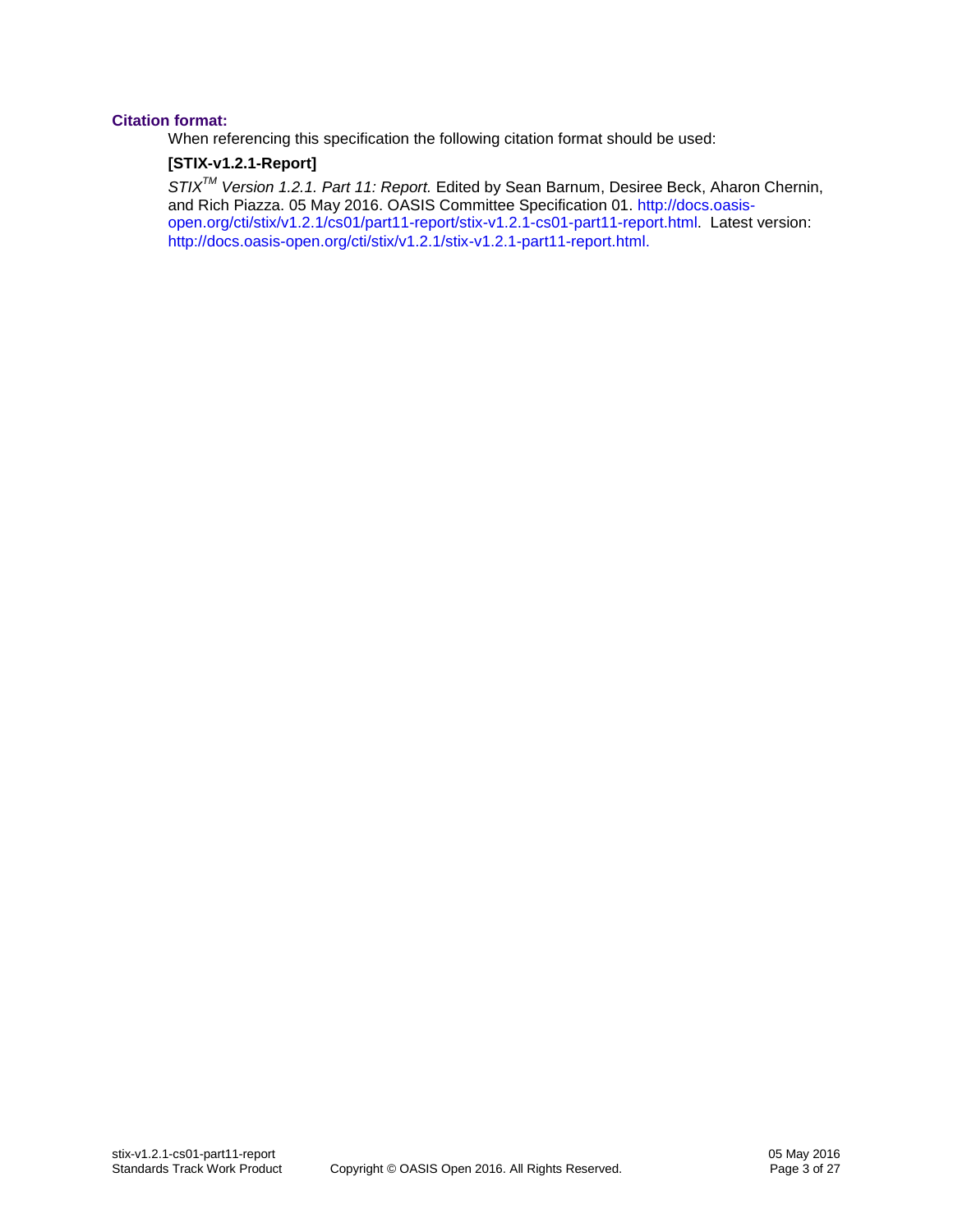**Citation format:**

When referencing this specification the following citation format should be used:

**[STIX-v1.2.1-Report]**

*STIX[TM] Version 1.2.1. Part 11: Report.* Edited by Sean Barnum, Desiree Beck, Aharon Chernin, and Rich Piazza. 05 May 2016. OASIS Committee Specification 01. http://docs.oasis-open.org/cti/stix/v1.2.1/cs01/part11-report/stix-v1.2.1-cs01-part11-report.html. Latest version: http://docs.oasis-open.org/cti/stix/v1.2.1/stix-v1.2.1-part11-report.html.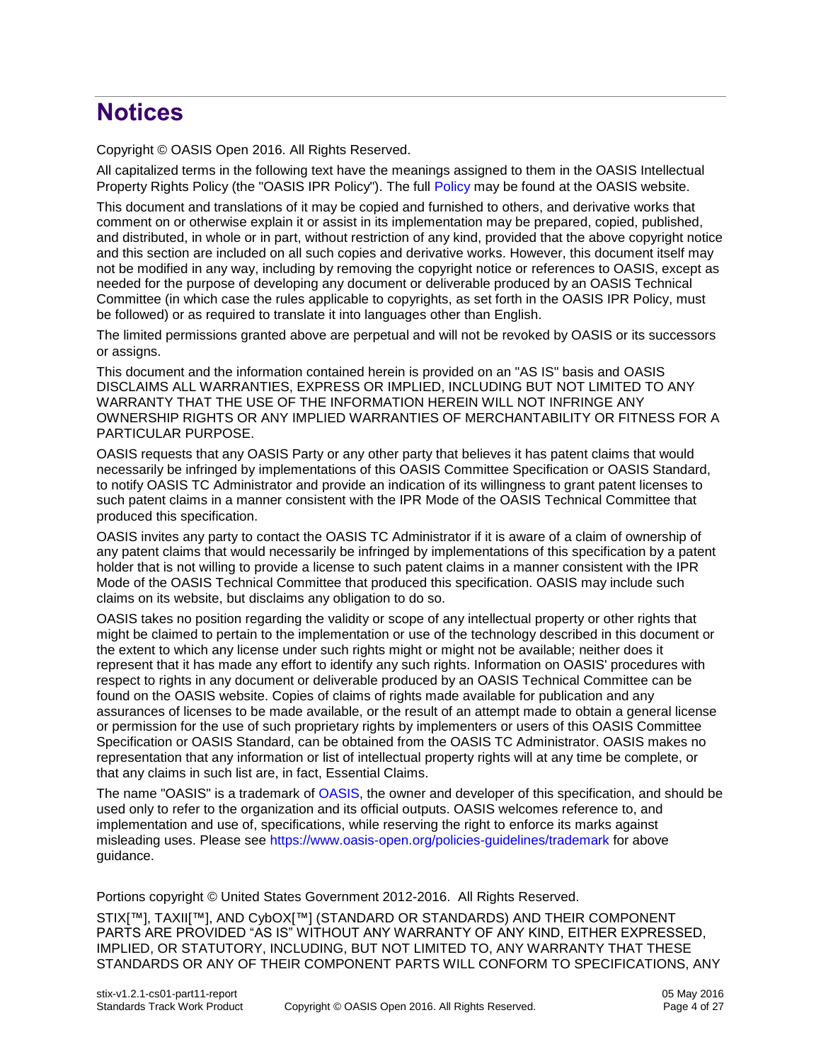# Notices

Copyright © OASIS Open 2016. All Rights Reserved.

All capitalized terms in the following text have the meanings assigned to them in the OASIS Intellectual Property Rights Policy (the "OASIS IPR Policy"). The full Policy may be found at the OASIS website.

This document and translations of it may be copied and furnished to others, and derivative works that comment on or otherwise explain it or assist in its implementation may be prepared, copied, published, and distributed, in whole or in part, without restriction of any kind, provided that the above copyright notice and this section are included on all such copies and derivative works. However, this document itself may not be modified in any way, including by removing the copyright notice or references to OASIS, except as needed for the purpose of developing any document or deliverable produced by an OASIS Technical Committee (in which case the rules applicable to copyrights, as set forth in the OASIS IPR Policy, must be followed) or as required to translate it into languages other than English.

The limited permissions granted above are perpetual and will not be revoked by OASIS or its successors or assigns.

This document and the information contained herein is provided on an "AS IS" basis and OASIS DISCLAIMS ALL WARRANTIES, EXPRESS OR IMPLIED, INCLUDING BUT NOT LIMITED TO ANY WARRANTY THAT THE USE OF THE INFORMATION HEREIN WILL NOT INFRINGE ANY OWNERSHIP RIGHTS OR ANY IMPLIED WARRANTIES OF MERCHANTABILITY OR FITNESS FOR A PARTICULAR PURPOSE.

OASIS requests that any OASIS Party or any other party that believes it has patent claims that would necessarily be infringed by implementations of this OASIS Committee Specification or OASIS Standard, to notify OASIS TC Administrator and provide an indication of its willingness to grant patent licenses to such patent claims in a manner consistent with the IPR Mode of the OASIS Technical Committee that produced this specification.

OASIS invites any party to contact the OASIS TC Administrator if it is aware of a claim of ownership of any patent claims that would necessarily be infringed by implementations of this specification by a patent holder that is not willing to provide a license to such patent claims in a manner consistent with the IPR Mode of the OASIS Technical Committee that produced this specification. OASIS may include such claims on its website, but disclaims any obligation to do so.

OASIS takes no position regarding the validity or scope of any intellectual property or other rights that might be claimed to pertain to the implementation or use of the technology described in this document or the extent to which any license under such rights might or might not be available; neither does it represent that it has made any effort to identify any such rights. Information on OASIS' procedures with respect to rights in any document or deliverable produced by an OASIS Technical Committee can be found on the OASIS website. Copies of claims of rights made available for publication and any assurances of licenses to be made available, or the result of an attempt made to obtain a general license or permission for the use of such proprietary rights by implementers or users of this OASIS Committee Specification or OASIS Standard, can be obtained from the OASIS TC Administrator. OASIS makes no representation that any information or list of intellectual property rights will at any time be complete, or that any claims in such list are, in fact, Essential Claims.

The name "OASIS" is a trademark of OASIS, the owner and developer of this specification, and should be used only to refer to the organization and its official outputs. OASIS welcomes reference to, and implementation and use of, specifications, while reserving the right to enforce its marks against misleading uses. Please see https://www.oasis-open.org/policies-guidelines/trademark for above guidance.

Portions copyright © United States Government 2012-2016. All Rights Reserved.

STIX[™], TAXII[™], AND CybOX[™] (STANDARD OR STANDARDS) AND THEIR COMPONENT PARTS ARE PROVIDED "AS IS" WITHOUT ANY WARRANTY OF ANY KIND, EITHER EXPRESSED, IMPLIED, OR STATUTORY, INCLUDING, BUT NOT LIMITED TO, ANY WARRANTY THAT THESE STANDARDS OR ANY OF THEIR COMPONENT PARTS WILL CONFORM TO SPECIFICATIONS, ANY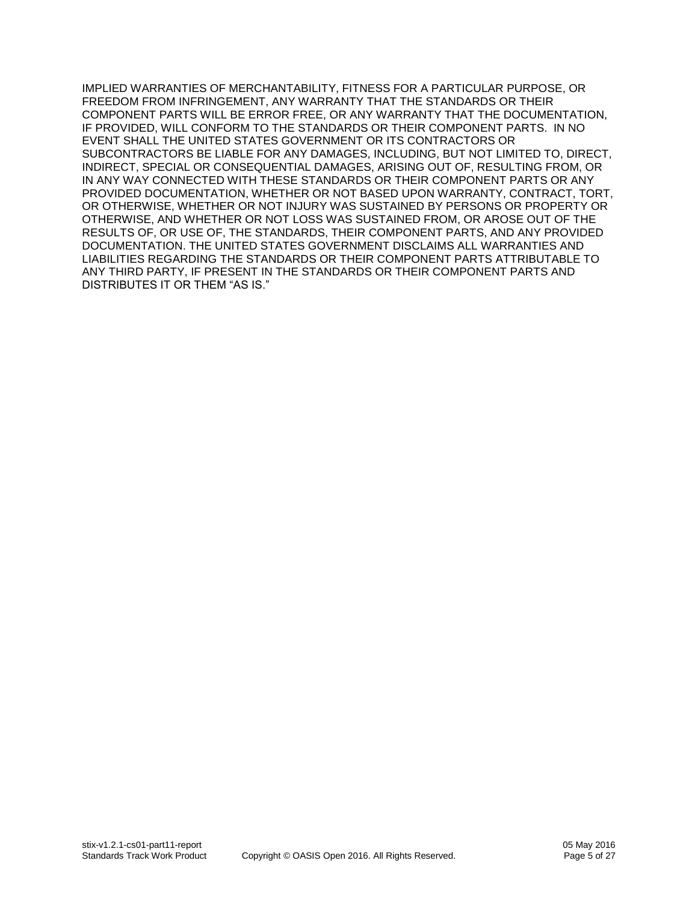IMPLIED WARRANTIES OF MERCHANTABILITY, FITNESS FOR A PARTICULAR PURPOSE, OR FREEDOM FROM INFRINGEMENT, ANY WARRANTY THAT THE STANDARDS OR THEIR COMPONENT PARTS WILL BE ERROR FREE, OR ANY WARRANTY THAT THE DOCUMENTATION, IF PROVIDED, WILL CONFORM TO THE STANDARDS OR THEIR COMPONENT PARTS. IN NO EVENT SHALL THE UNITED STATES GOVERNMENT OR ITS CONTRACTORS OR SUBCONTRACTORS BE LIABLE FOR ANY DAMAGES, INCLUDING, BUT NOT LIMITED TO, DIRECT, INDIRECT, SPECIAL OR CONSEQUENTIAL DAMAGES, ARISING OUT OF, RESULTING FROM, OR IN ANY WAY CONNECTED WITH THESE STANDARDS OR THEIR COMPONENT PARTS OR ANY PROVIDED DOCUMENTATION, WHETHER OR NOT BASED UPON WARRANTY, CONTRACT, TORT, OR OTHERWISE, WHETHER OR NOT INJURY WAS SUSTAINED BY PERSONS OR PROPERTY OR OTHERWISE, AND WHETHER OR NOT LOSS WAS SUSTAINED FROM, OR AROSE OUT OF THE RESULTS OF, OR USE OF, THE STANDARDS, THEIR COMPONENT PARTS, AND ANY PROVIDED DOCUMENTATION. THE UNITED STATES GOVERNMENT DISCLAIMS ALL WARRANTIES AND LIABILITIES REGARDING THE STANDARDS OR THEIR COMPONENT PARTS ATTRIBUTABLE TO ANY THIRD PARTY, IF PRESENT IN THE STANDARDS OR THEIR COMPONENT PARTS AND DISTRIBUTES IT OR THEM "AS IS."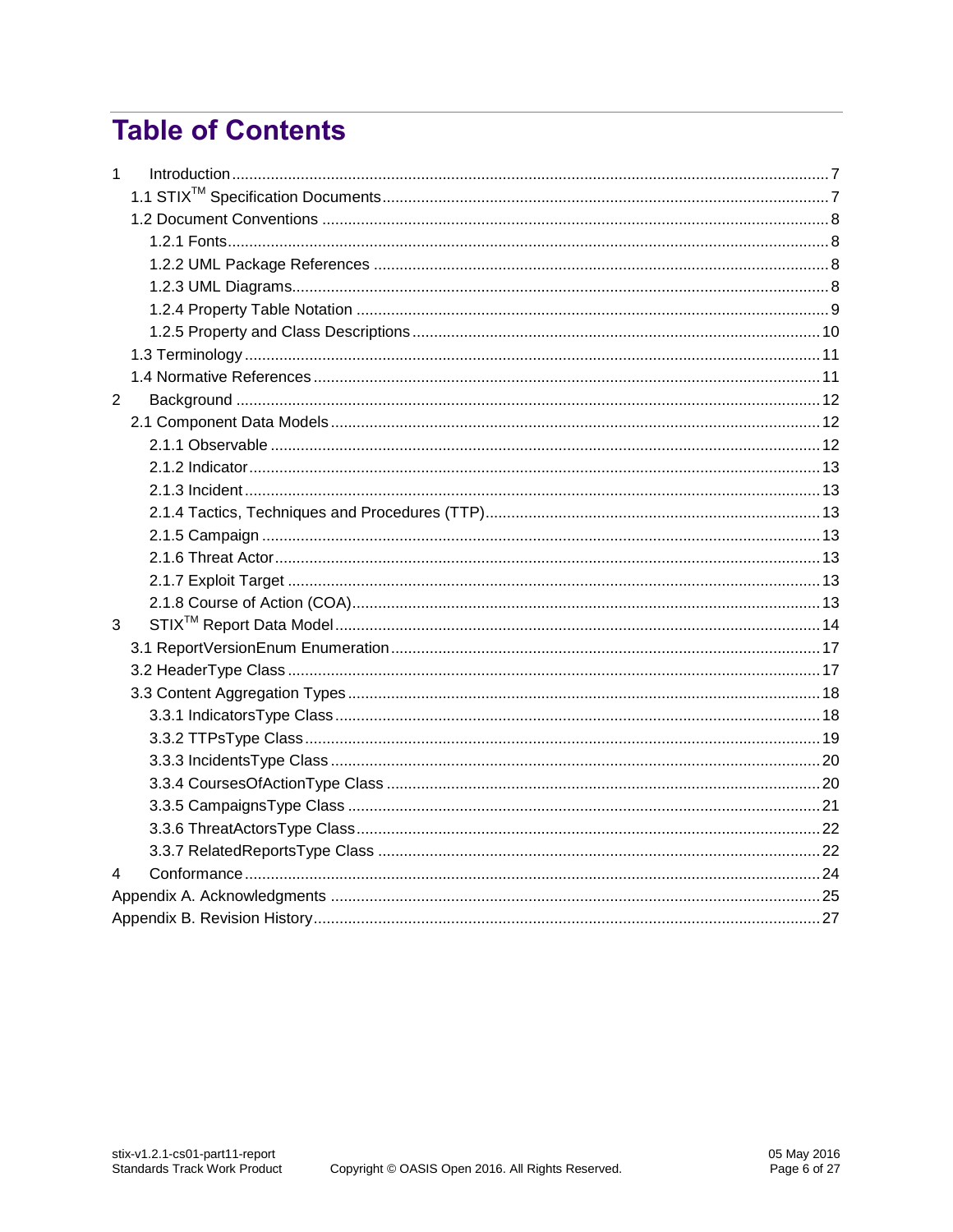# Table of Contents

1 Introduction ..... 7

1.1 STIX™ Specification Documents ..... 7

1.2 Document Conventions ..... 8

1.2.1 Fonts ..... 8

1.2.2 UML Package References ..... 8

1.2.3 UML Diagrams ..... 8

1.2.4 Property Table Notation ..... 9

1.2.5 Property and Class Descriptions ..... 10

1.3 Terminology ..... 11

1.4 Normative References ..... 11

2 Background ..... 12

2.1 Component Data Models ..... 12

2.1.1 Observable ..... 12

2.1.2 Indicator ..... 13

2.1.3 Incident ..... 13

2.1.4 Tactics, Techniques and Procedures (TTP) ..... 13

2.1.5 Campaign ..... 13

2.1.6 Threat Actor ..... 13

2.1.7 Exploit Target ..... 13

2.1.8 Course of Action (COA) ..... 13

3 STIX™ Report Data Model ..... 14

3.1 ReportVersionEnum Enumeration ..... 17

3.2 HeaderType Class ..... 17

3.3 Content Aggregation Types ..... 18

3.3.1 IndicatorsType Class ..... 18

3.3.2 TTPsType Class ..... 19

3.3.3 IncidentsType Class ..... 20

3.3.4 CoursesOfActionType Class ..... 20

3.3.5 CampaignsType Class ..... 21

3.3.6 ThreatActorsType Class ..... 22

3.3.7 RelatedReportsType Class ..... 22

4 Conformance ..... 24

Appendix A. Acknowledgments ..... 25

Appendix B. Revision History ..... 27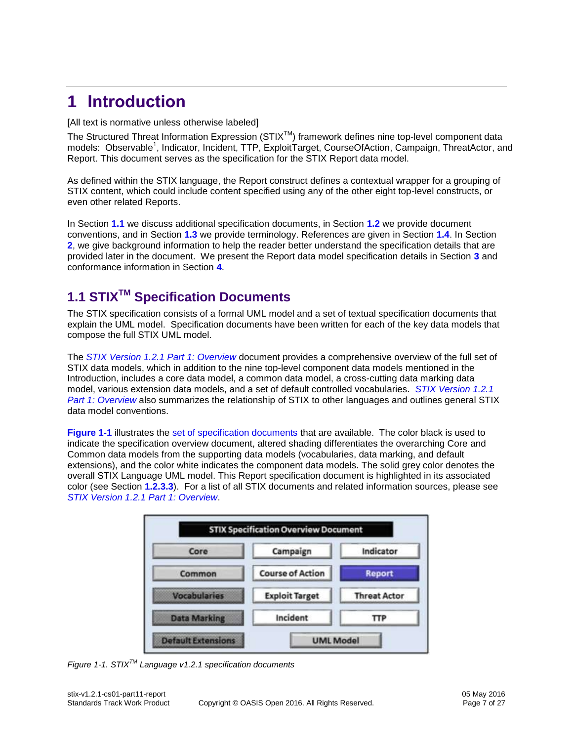# 1 Introduction

[All text is normative unless otherwise labeled]

The Structured Threat Information Expression (STIX™) framework defines nine top-level component data models: Observable[1], Indicator, Incident, TTP, ExploitTarget, CourseOfAction, Campaign, ThreatActor, and Report. This document serves as the specification for the STIX Report data model.

As defined within the STIX language, the Report construct defines a contextual wrapper for a grouping of STIX content, which could include content specified using any of the other eight top-level constructs, or even other related Reports.

In Section **1.1** we discuss additional specification documents, in Section **1.2** we provide document conventions, and in Section **1.3** we provide terminology. References are given in Section **1.4**. In Section **2**, we give background information to help the reader better understand the specification details that are provided later in the document. We present the Report data model specification details in Section **3** and conformance information in Section **4**.

## 1.1 STIX™ Specification Documents

The STIX specification consists of a formal UML model and a set of textual specification documents that explain the UML model. Specification documents have been written for each of the key data models that compose the full STIX UML model.

The *STIX Version 1.2.1 Part 1: Overview* document provides a comprehensive overview of the full set of STIX data models, which in addition to the nine top-level component data models mentioned in the Introduction, includes a core data model, a common data model, a cross-cutting data marking data model, various extension data models, and a set of default controlled vocabularies. *STIX Version 1.2.1 Part 1: Overview* also summarizes the relationship of STIX to other languages and outlines general STIX data model conventions.

**Figure 1-1** illustrates the set of specification documents that are available. The color black is used to indicate the specification overview document, altered shading differentiates the overarching Core and Common data models from the supporting data models (vocabularies, data marking, and default extensions), and the color white indicates the component data models. The solid grey color denotes the overall STIX Language UML model. This Report specification document is highlighted in its associated color (see Section **1.2.3.3**). For a list of all STIX documents and related information sources, please see *STIX Version 1.2.1 Part 1: Overview*.

| STIX Specification Overview Document | | |
|---|---|---|
| Core | Campaign | Indicator |
| Common | Course of Action | Report |
| Vocabularies | Exploit Target | Threat Actor |
| Data Marking | Incident | TTP |
| Default Extensions | UML Model | |

*Figure 1-1. STIX™ Language v1.2.1 specification documents*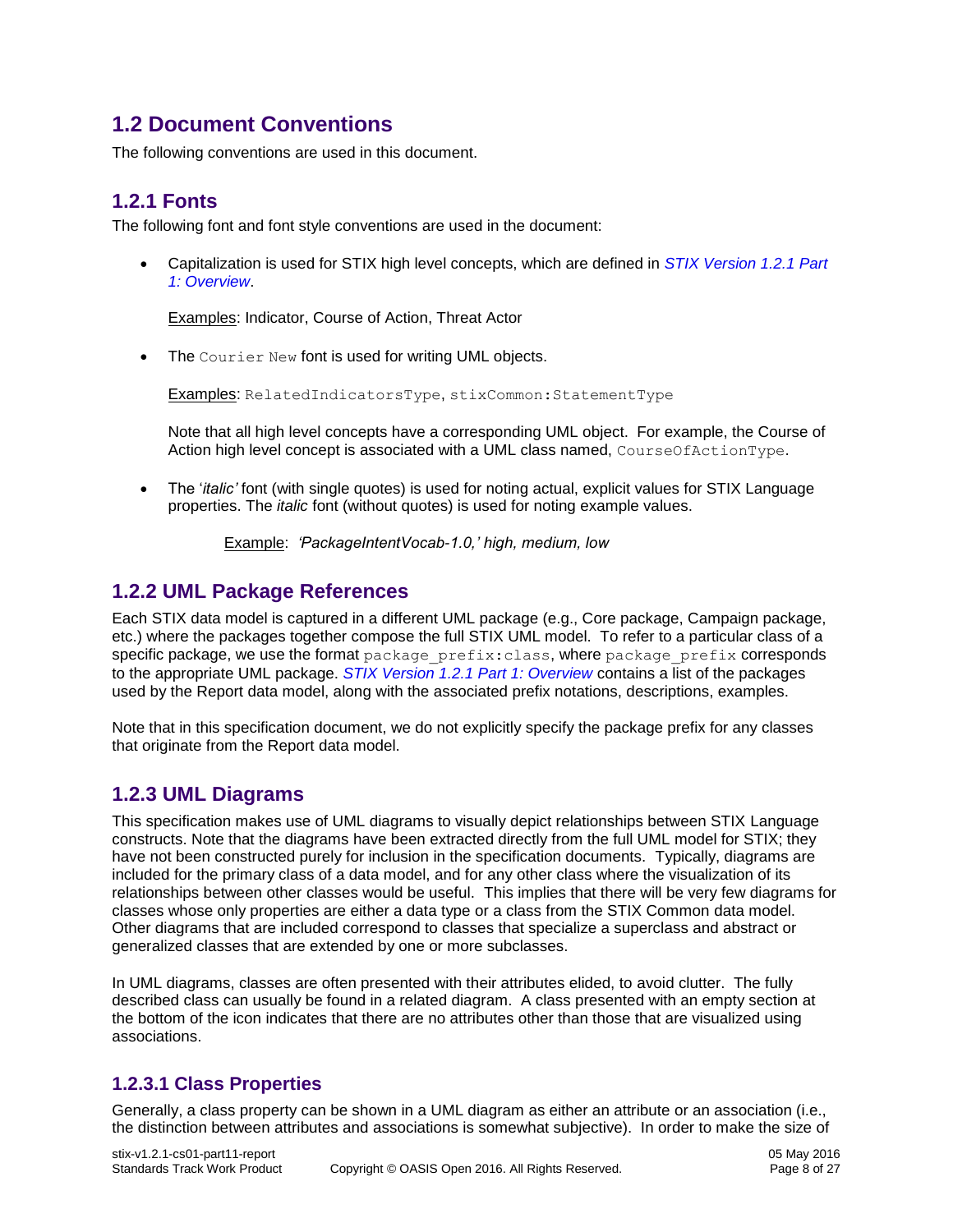## 1.2 Document Conventions

The following conventions are used in this document.

### 1.2.1 Fonts

The following font and font style conventions are used in the document:

- Capitalization is used for STIX high level concepts, which are defined in *STIX Version 1.2.1 Part 1: Overview*.

  Examples: Indicator, Course of Action, Threat Actor

- The `Courier New` font is used for writing UML objects.

  Examples: `RelatedIndicatorsType`, `stixCommon:StatementType`

  Note that all high level concepts have a corresponding UML object. For example, the Course of Action high level concept is associated with a UML class named, `CourseOfActionType`.

- The '*italic'* font (with single quotes) is used for noting actual, explicit values for STIX Language properties. The *italic* font (without quotes) is used for noting example values.

  Example: *'PackageIntentVocab-1.0,' high, medium, low*

### 1.2.2 UML Package References

Each STIX data model is captured in a different UML package (e.g., Core package, Campaign package, etc.) where the packages together compose the full STIX UML model. To refer to a particular class of a specific package, we use the format `package_prefix:class`, where `package_prefix` corresponds to the appropriate UML package. *STIX Version 1.2.1 Part 1: Overview* contains a list of the packages used by the Report data model, along with the associated prefix notations, descriptions, examples.

Note that in this specification document, we do not explicitly specify the package prefix for any classes that originate from the Report data model.

### 1.2.3 UML Diagrams

This specification makes use of UML diagrams to visually depict relationships between STIX Language constructs. Note that the diagrams have been extracted directly from the full UML model for STIX; they have not been constructed purely for inclusion in the specification documents. Typically, diagrams are included for the primary class of a data model, and for any other class where the visualization of its relationships between other classes would be useful. This implies that there will be very few diagrams for classes whose only properties are either a data type or a class from the STIX Common data model. Other diagrams that are included correspond to classes that specialize a superclass and abstract or generalized classes that are extended by one or more subclasses.

In UML diagrams, classes are often presented with their attributes elided, to avoid clutter. The fully described class can usually be found in a related diagram. A class presented with an empty section at the bottom of the icon indicates that there are no attributes other than those that are visualized using associations.

#### 1.2.3.1 Class Properties

Generally, a class property can be shown in a UML diagram as either an attribute or an association (i.e., the distinction between attributes and associations is somewhat subjective). In order to make the size of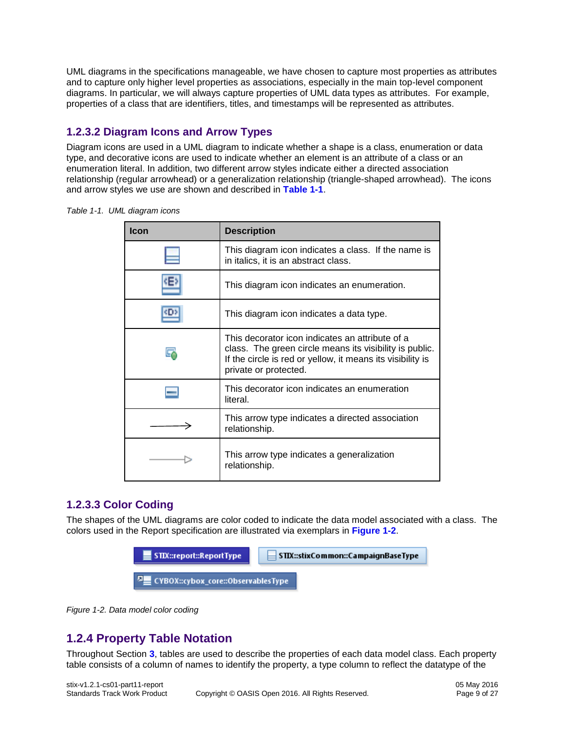UML diagrams in the specifications manageable, we have chosen to capture most properties as attributes and to capture only higher level properties as associations, especially in the main top-level component diagrams. In particular, we will always capture properties of UML data types as attributes. For example, properties of a class that are identifiers, titles, and timestamps will be represented as attributes.

### 1.2.3.2 Diagram Icons and Arrow Types

Diagram icons are used in a UML diagram to indicate whether a shape is a class, enumeration or data type, and decorative icons are used to indicate whether an element is an attribute of a class or an enumeration literal. In addition, two different arrow styles indicate either a directed association relationship (regular arrowhead) or a generalization relationship (triangle-shaped arrowhead). The icons and arrow styles we use are shown and described in **Table 1-1**.

*Table 1-1. UML diagram icons*

| Icon | Description |
|---|---|
| | This diagram icon indicates a class. If the name is in italics, it is an abstract class. |
| | This diagram icon indicates an enumeration. |
| | This diagram icon indicates a data type. |
| | This decorator icon indicates an attribute of a class. The green circle means its visibility is public. If the circle is red or yellow, it means its visibility is private or protected. |
| | This decorator icon indicates an enumeration literal. |
| | This arrow type indicates a directed association relationship. |
| | This arrow type indicates a generalization relationship. |

### 1.2.3.3 Color Coding

The shapes of the UML diagrams are color coded to indicate the data model associated with a class. The colors used in the Report specification are illustrated via exemplars in **Figure 1-2**.

STIX::report::ReportType

STIX::stixCommon::CampaignBaseType

CYBOX::cybox_core::ObservablesType

*Figure 1-2. Data model color coding*

## 1.2.4 Property Table Notation

Throughout Section **3**, tables are used to describe the properties of each data model class. Each property table consists of a column of names to identify the property, a type column to reflect the datatype of the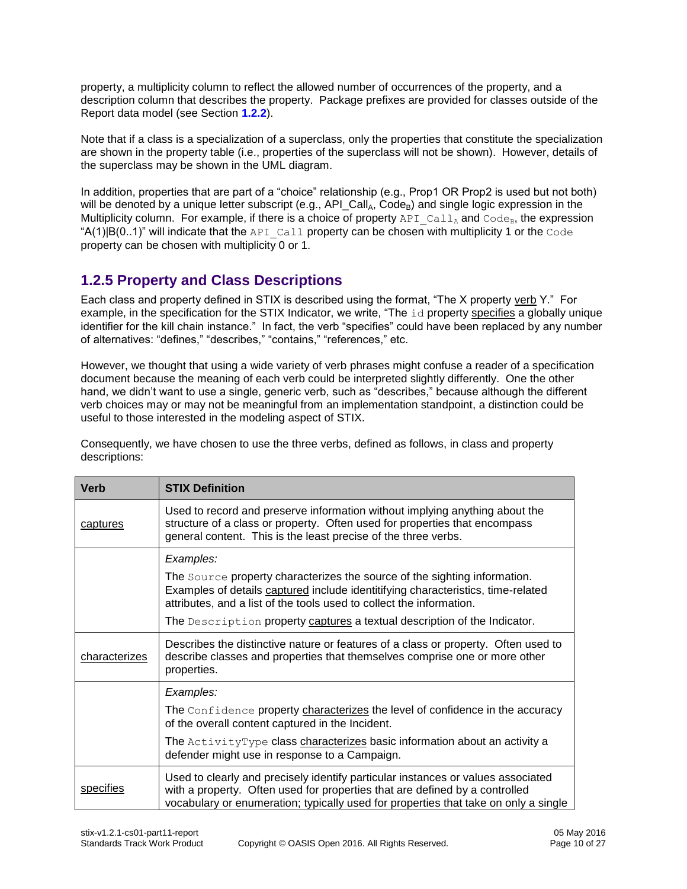property, a multiplicity column to reflect the allowed number of occurrences of the property, and a description column that describes the property. Package prefixes are provided for classes outside of the Report data model (see Section **1.2.2**).

Note that if a class is a specialization of a superclass, only the properties that constitute the specialization are shown in the property table (i.e., properties of the superclass will not be shown). However, details of the superclass may be shown in the UML diagram.

In addition, properties that are part of a "choice" relationship (e.g., Prop1 OR Prop2 is used but not both) will be denoted by a unique letter subscript (e.g., $API\_Call_A$, $Code_B$) and single logic expression in the Multiplicity column. For example, if there is a choice of property `API_Call`$_A$ and `Code`$_B$, the expression "A(1)|B(0..1)" will indicate that the `API_Call` property can be chosen with multiplicity 1 or the `Code` property can be chosen with multiplicity 0 or 1.

## 1.2.5 Property and Class Descriptions

Each class and property defined in STIX is described using the format, "The X property verb Y." For example, in the specification for the STIX Indicator, we write, "The `id` property specifies a globally unique identifier for the kill chain instance." In fact, the verb "specifies" could have been replaced by any number of alternatives: "defines," "describes," "contains," "references," etc.

However, we thought that using a wide variety of verb phrases might confuse a reader of a specification document because the meaning of each verb could be interpreted slightly differently. One the other hand, we didn't want to use a single, generic verb, such as "describes," because although the different verb choices may or may not be meaningful from an implementation standpoint, a distinction could be useful to those interested in the modeling aspect of STIX.

Consequently, we have chosen to use the three verbs, defined as follows, in class and property descriptions:

| Verb | STIX Definition |
| --- | --- |
| captures | Used to record and preserve information without implying anything about the structure of a class or property. Often used for properties that encompass general content. This is the least precise of the three verbs. |
| | *Examples:*<br>The `Source` property characterizes the source of the sighting information. Examples of details captured include identitifying characteristics, time-related attributes, and a list of the tools used to collect the information.<br>The `Description` property captures a textual description of the Indicator. |
| characterizes | Describes the distinctive nature or features of a class or property. Often used to describe classes and properties that themselves comprise one or more other properties. |
| | *Examples:*<br>The `Confidence` property characterizes the level of confidence in the accuracy of the overall content captured in the Incident.<br>The `ActivityType` class characterizes basic information about an activity a defender might use in response to a Campaign. |
| specifies | Used to clearly and precisely identify particular instances or values associated with a property. Often used for properties that are defined by a controlled vocabulary or enumeration; typically used for properties that take on only a single |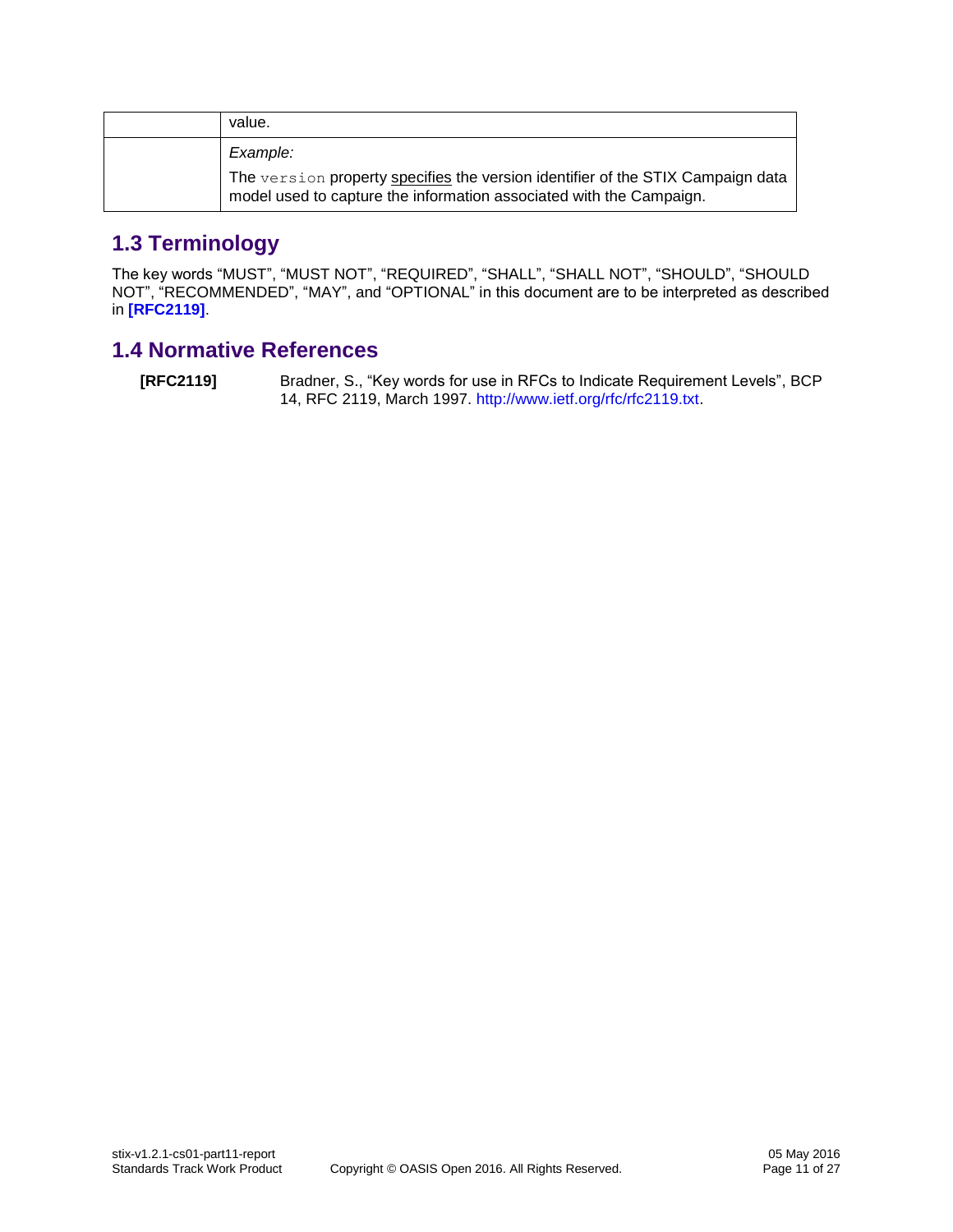| | |
|---|---|
| | value. |
| | *Example:*<br>The `version` property specifies the version identifier of the STIX Campaign data model used to capture the information associated with the Campaign. |

## 1.3 Terminology

The key words “MUST”, “MUST NOT”, “REQUIRED”, “SHALL”, “SHALL NOT”, “SHOULD”, “SHOULD NOT”, “RECOMMENDED”, “MAY”, and “OPTIONAL” in this document are to be interpreted as described in **[RFC2119]**.

## 1.4 Normative References

**[RFC2119]** Bradner, S., “Key words for use in RFCs to Indicate Requirement Levels”, BCP 14, RFC 2119, March 1997. http://www.ietf.org/rfc/rfc2119.txt.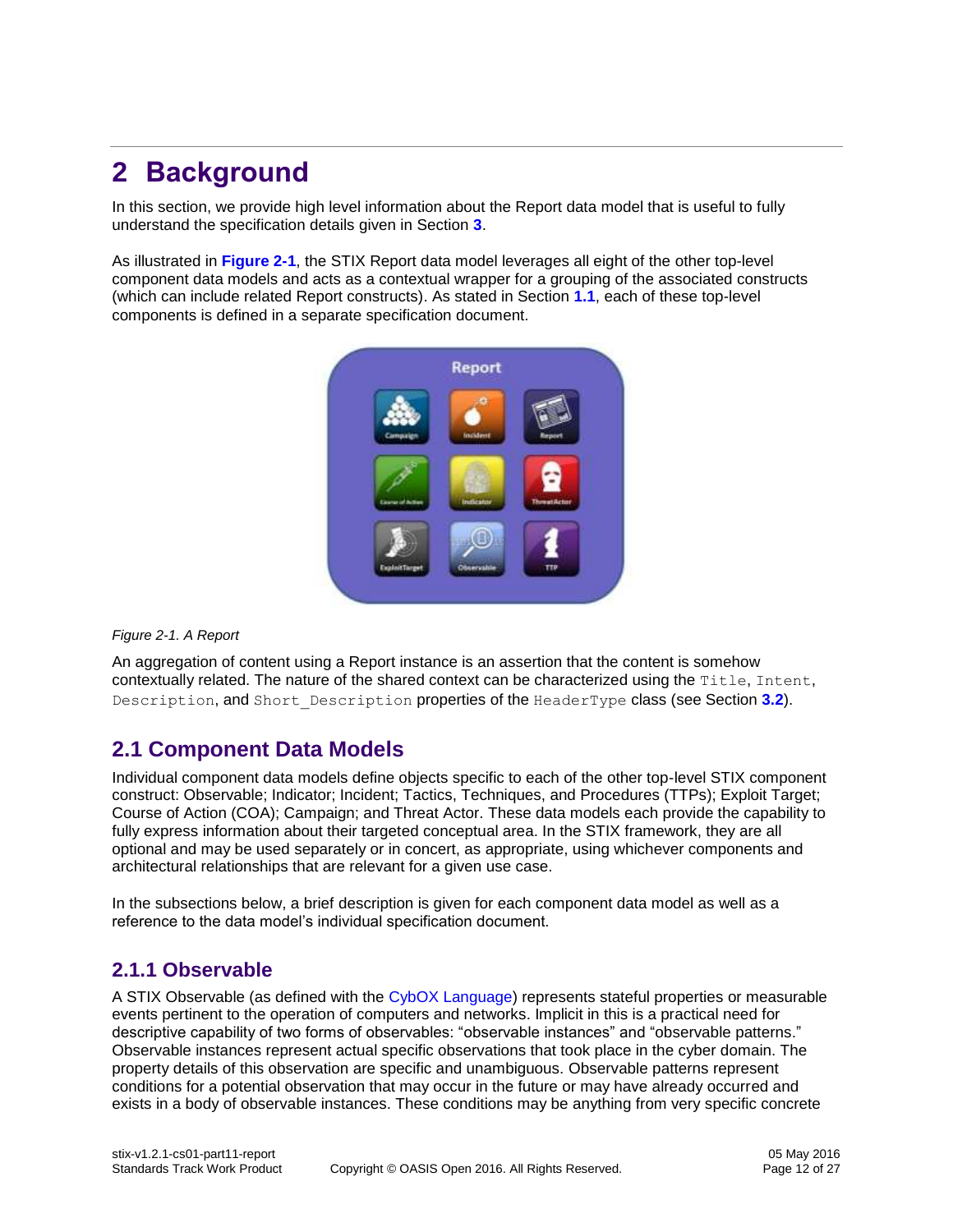# 2 Background

In this section, we provide high level information about the Report data model that is useful to fully understand the specification details given in Section **3**.

As illustrated in **Figure 2-1**, the STIX Report data model leverages all eight of the other top-level component data models and acts as a contextual wrapper for a grouping of the associated constructs (which can include related Report constructs). As stated in Section **1.1**, each of these top-level components is defined in a separate specification document.

*Figure 2-1. A Report*

An aggregation of content using a Report instance is an assertion that the content is somehow contextually related. The nature of the shared context can be characterized using the `Title`, `Intent`, `Description`, and `Short_Description` properties of the `HeaderType` class (see Section **3.2**).

## 2.1 Component Data Models

Individual component data models define objects specific to each of the other top-level STIX component construct: Observable; Indicator; Incident; Tactics, Techniques, and Procedures (TTPs); Exploit Target; Course of Action (COA); Campaign; and Threat Actor. These data models each provide the capability to fully express information about their targeted conceptual area. In the STIX framework, they are all optional and may be used separately or in concert, as appropriate, using whichever components and architectural relationships that are relevant for a given use case.

In the subsections below, a brief description is given for each component data model as well as a reference to the data model's individual specification document.

### 2.1.1 Observable

A STIX Observable (as defined with the CybOX Language) represents stateful properties or measurable events pertinent to the operation of computers and networks. Implicit in this is a practical need for descriptive capability of two forms of observables: "observable instances" and "observable patterns." Observable instances represent actual specific observations that took place in the cyber domain. The property details of this observation are specific and unambiguous. Observable patterns represent conditions for a potential observation that may occur in the future or may have already occurred and exists in a body of observable instances. These conditions may be anything from very specific concrete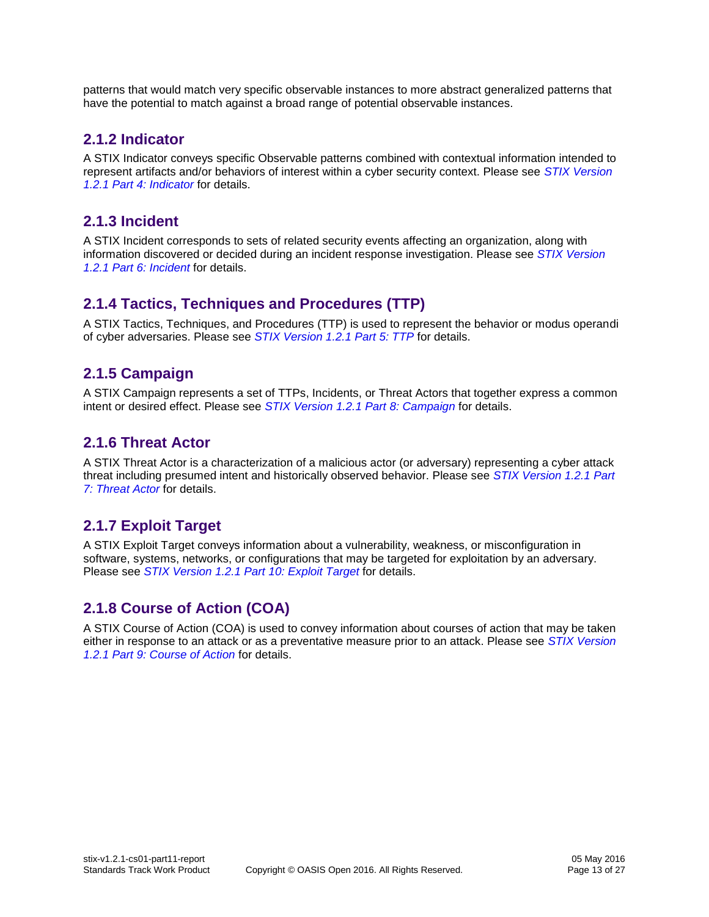patterns that would match very specific observable instances to more abstract generalized patterns that have the potential to match against a broad range of potential observable instances.

### 2.1.2 Indicator

A STIX Indicator conveys specific Observable patterns combined with contextual information intended to represent artifacts and/or behaviors of interest within a cyber security context. Please see *STIX Version 1.2.1 Part 4: Indicator* for details.

### 2.1.3 Incident

A STIX Incident corresponds to sets of related security events affecting an organization, along with information discovered or decided during an incident response investigation. Please see *STIX Version 1.2.1 Part 6: Incident* for details.

### 2.1.4 Tactics, Techniques and Procedures (TTP)

A STIX Tactics, Techniques, and Procedures (TTP) is used to represent the behavior or modus operandi of cyber adversaries. Please see *STIX Version 1.2.1 Part 5: TTP* for details.

### 2.1.5 Campaign

A STIX Campaign represents a set of TTPs, Incidents, or Threat Actors that together express a common intent or desired effect. Please see *STIX Version 1.2.1 Part 8: Campaign* for details.

### 2.1.6 Threat Actor

A STIX Threat Actor is a characterization of a malicious actor (or adversary) representing a cyber attack threat including presumed intent and historically observed behavior. Please see *STIX Version 1.2.1 Part 7: Threat Actor* for details.

### 2.1.7 Exploit Target

A STIX Exploit Target conveys information about a vulnerability, weakness, or misconfiguration in software, systems, networks, or configurations that may be targeted for exploitation by an adversary. Please see *STIX Version 1.2.1 Part 10: Exploit Target* for details.

### 2.1.8 Course of Action (COA)

A STIX Course of Action (COA) is used to convey information about courses of action that may be taken either in response to an attack or as a preventative measure prior to an attack. Please see *STIX Version 1.2.1 Part 9: Course of Action* for details.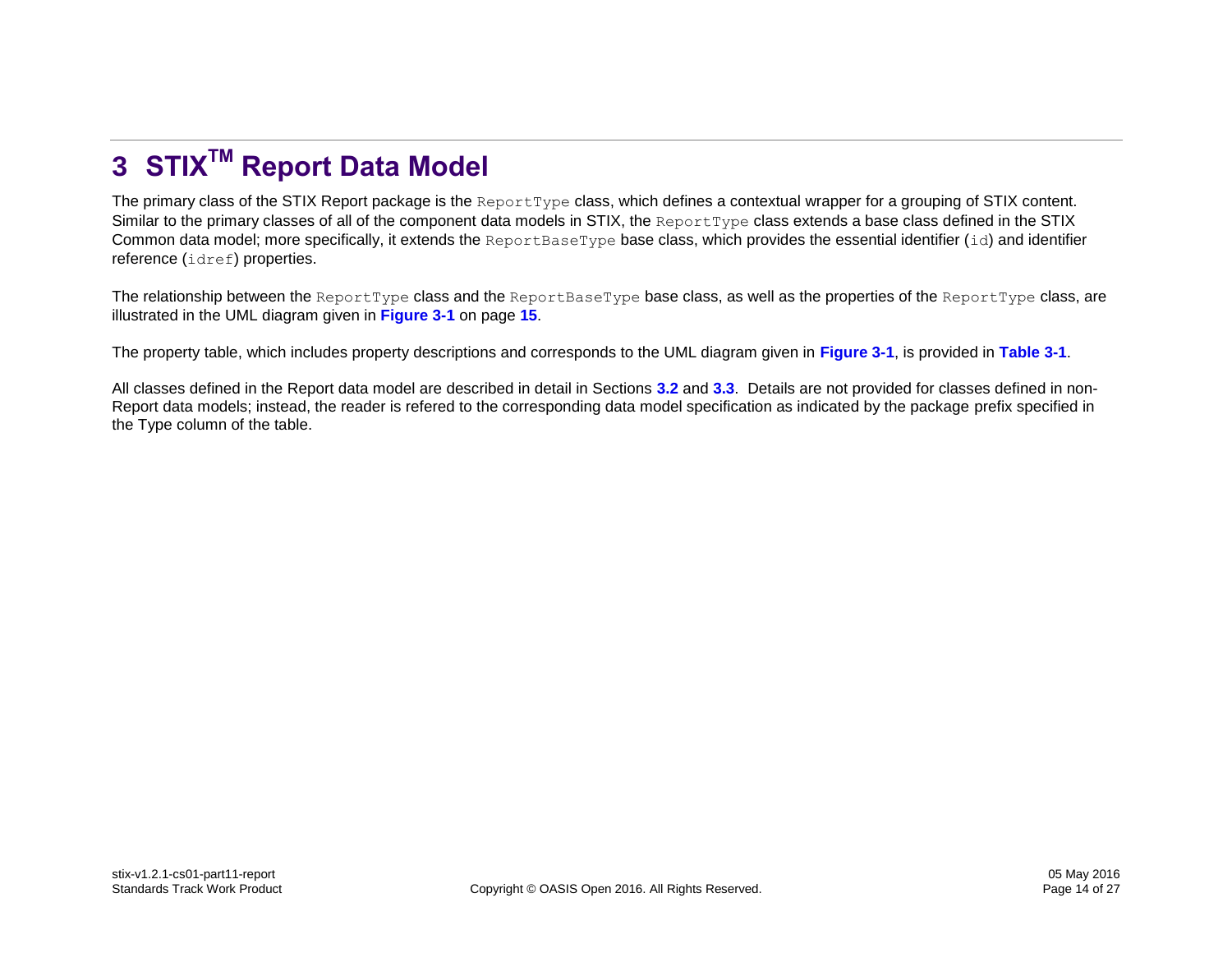# 3 STIX™ Report Data Model

The primary class of the STIX Report package is the `ReportType` class, which defines a contextual wrapper for a grouping of STIX content. Similar to the primary classes of all of the component data models in STIX, the `ReportType` class extends a base class defined in the STIX Common data model; more specifically, it extends the `ReportBaseType` base class, which provides the essential identifier (`id`) and identifier reference (`idref`) properties.

The relationship between the `ReportType` class and the `ReportBaseType` base class, as well as the properties of the `ReportType` class, are illustrated in the UML diagram given in **Figure 3-1** on page **15**.

The property table, which includes property descriptions and corresponds to the UML diagram given in **Figure 3-1**, is provided in **Table 3-1**.

All classes defined in the Report data model are described in detail in Sections **3.2** and **3.3**. Details are not provided for classes defined in non-Report data models; instead, the reader is refered to the corresponding data model specification as indicated by the package prefix specified in the Type column of the table.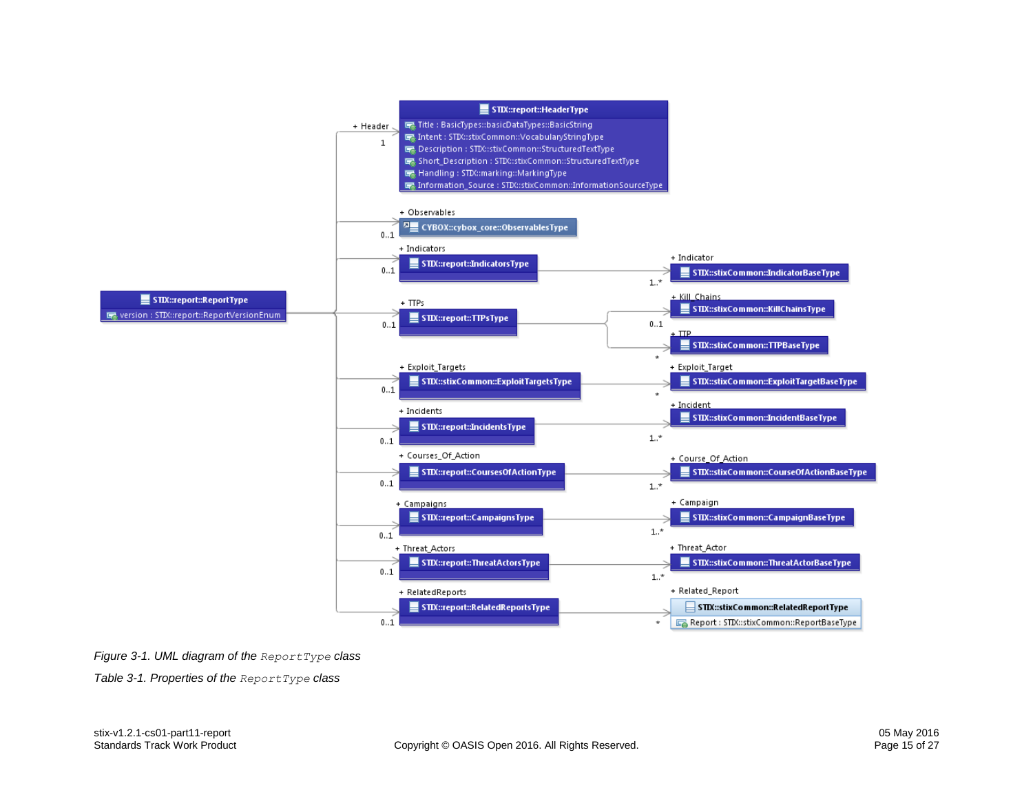*Figure 3-1. UML diagram of the `ReportType` class*

*Table 3-1. Properties of the `ReportType` class*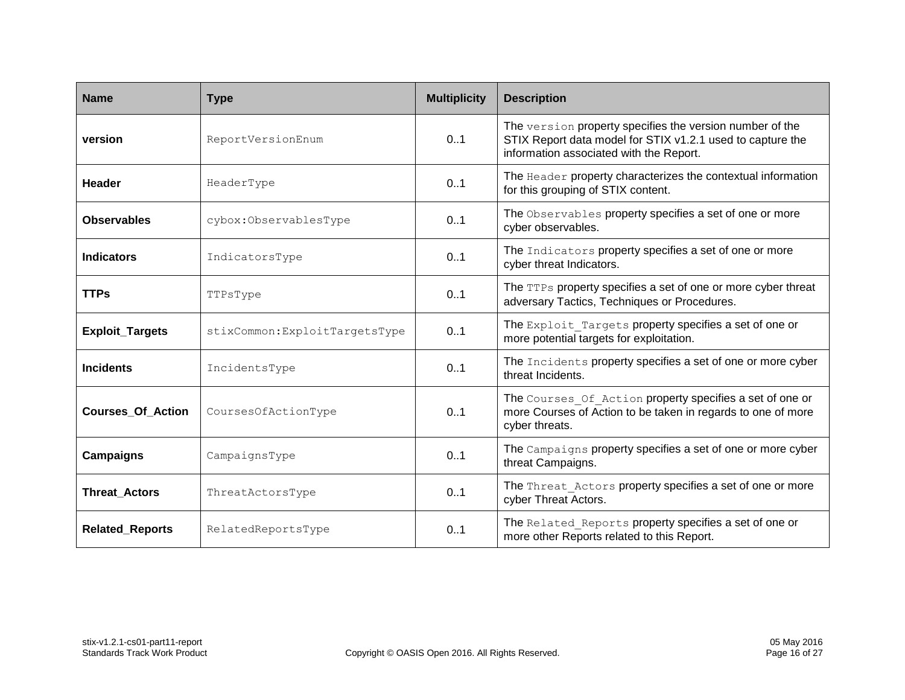| Name | Type | Multiplicity | Description |
| --- | --- | --- | --- |
| **version** | `ReportVersionEnum` | 0..1 | The `version` property specifies the version number of the STIX Report data model for STIX v1.2.1 used to capture the information associated with the Report. |
| **Header** | `HeaderType` | 0..1 | The `Header` property characterizes the contextual information for this grouping of STIX content. |
| **Observables** | `cybox:ObservablesType` | 0..1 | The `Observables` property specifies a set of one or more cyber observables. |
| **Indicators** | `IndicatorsType` | 0..1 | The `Indicators` property specifies a set of one or more cyber threat Indicators. |
| **TTPs** | `TTPsType` | 0..1 | The `TTPs` property specifies a set of one or more cyber threat adversary Tactics, Techniques or Procedures. |
| **Exploit_Targets** | `stixCommon:ExploitTargetsType` | 0..1 | The `Exploit_Targets` property specifies a set of one or more potential targets for exploitation. |
| **Incidents** | `IncidentsType` | 0..1 | The `Incidents` property specifies a set of one or more cyber threat Incidents. |
| **Courses_Of_Action** | `CoursesOfActionType` | 0..1 | The `Courses_Of_Action` property specifies a set of one or more Courses of Action to be taken in regards to one of more cyber threats. |
| **Campaigns** | `CampaignsType` | 0..1 | The `Campaigns` property specifies a set of one or more cyber threat Campaigns. |
| **Threat_Actors** | `ThreatActorsType` | 0..1 | The `Threat_Actors` property specifies a set of one or more cyber Threat Actors. |
| **Related_Reports** | `RelatedReportsType` | 0..1 | The `Related_Reports` property specifies a set of one or more other Reports related to this Report. |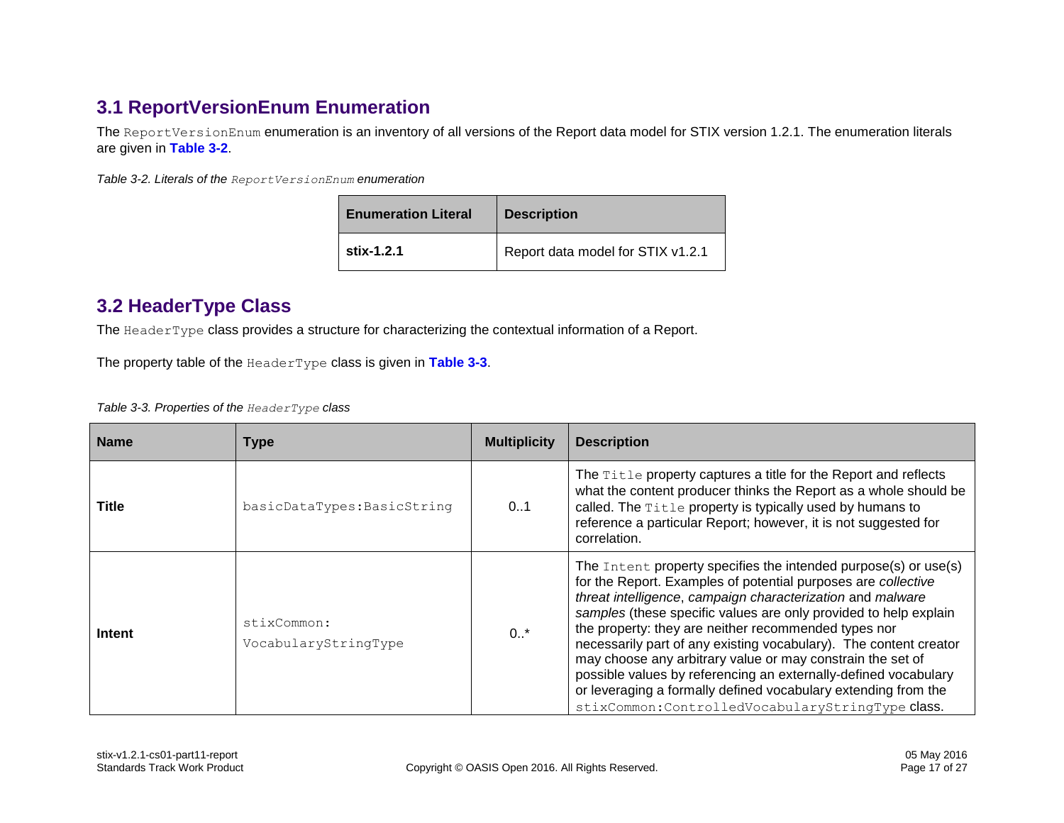## 3.1 ReportVersionEnum Enumeration

The `ReportVersionEnum` enumeration is an inventory of all versions of the Report data model for STIX version 1.2.1. The enumeration literals are given in **Table 3-2**.

*Table 3-2. Literals of the `ReportVersionEnum` enumeration*

| Enumeration Literal | Description |
|---|---|
| **stix-1.2.1** | Report data model for STIX v1.2.1 |

## 3.2 HeaderType Class

The `HeaderType` class provides a structure for characterizing the contextual information of a Report.

The property table of the `HeaderType` class is given in **Table 3-3**.

*Table 3-3. Properties of the `HeaderType` class*

| Name | Type | Multiplicity | Description |
|---|---|---|---|
| **Title** | `basicDataTypes:BasicString` | 0..1 | The `Title` property captures a title for the Report and reflects what the content producer thinks the Report as a whole should be called. The `Title` property is typically used by humans to reference a particular Report; however, it is not suggested for correlation. |
| **Intent** | `stixCommon: VocabularyStringType` | 0..* | The `Intent` property specifies the intended purpose(s) or use(s) for the Report. Examples of potential purposes are *collective threat intelligence*, *campaign characterization* and *malware samples* (these specific values are only provided to help explain the property: they are neither recommended types nor necessarily part of any existing vocabulary). The content creator may choose any arbitrary value or may constrain the set of possible values by referencing an externally-defined vocabulary or leveraging a formally defined vocabulary extending from the `stixCommon:ControlledVocabularyStringType` class. |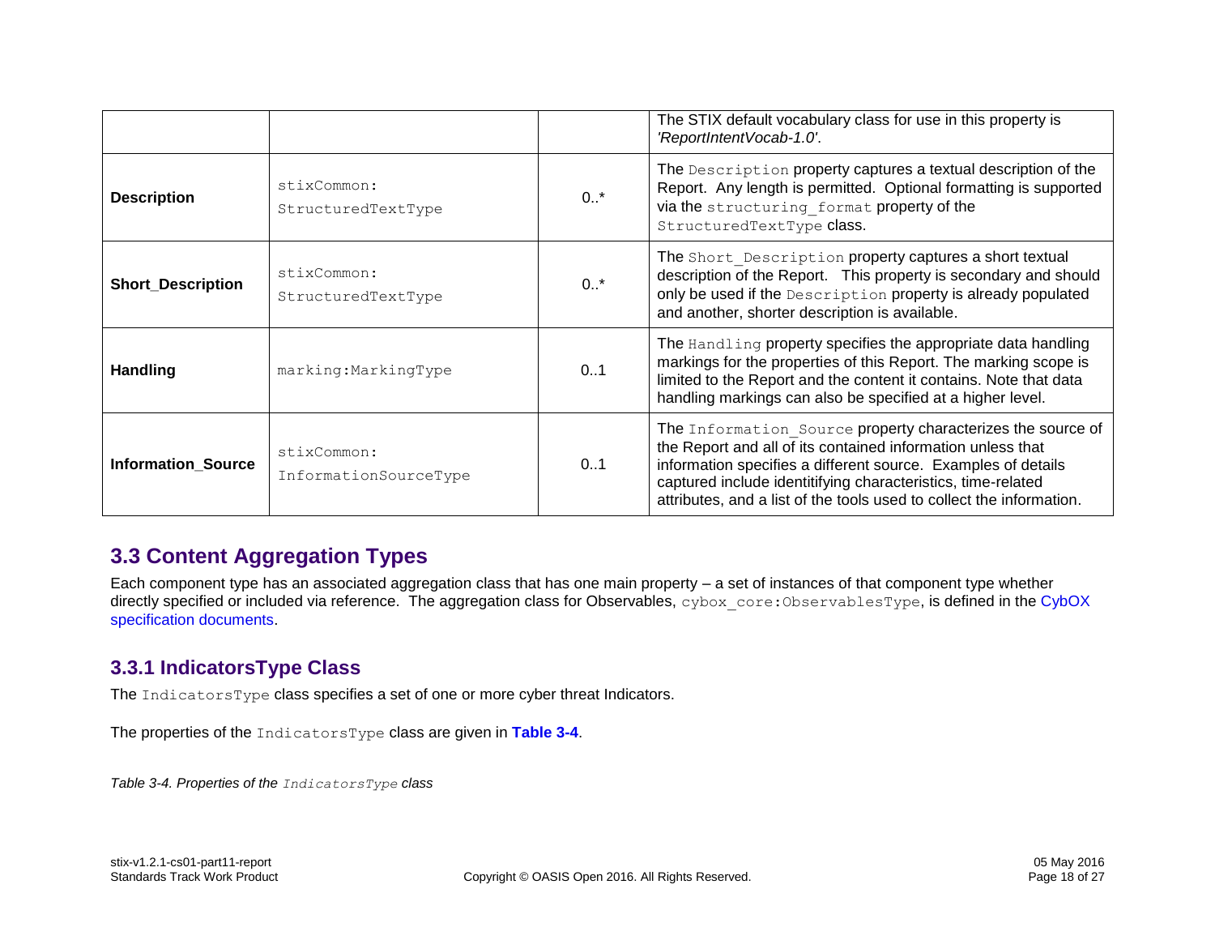| | | | |
|---|---|---|---|
| | | | The STIX default vocabulary class for use in this property is *'ReportIntentVocab-1.0'*. |
| **Description** | `stixCommon:StructuredTextType` | 0..* | The `Description` property captures a textual description of the Report. Any length is permitted. Optional formatting is supported via the `structuring_format` property of the `StructuredTextType` class. |
| **Short_Description** | `stixCommon:StructuredTextType` | 0..* | The `Short_Description` property captures a short textual description of the Report. This property is secondary and should only be used if the `Description` property is already populated and another, shorter description is available. |
| **Handling** | `marking:MarkingType` | 0..1 | The `Handling` property specifies the appropriate data handling markings for the properties of this Report. The marking scope is limited to the Report and the content it contains. Note that data handling markings can also be specified at a higher level. |
| **Information_Source** | `stixCommon:InformationSourceType` | 0..1 | The `Information_Source` property characterizes the source of the Report and all of its contained information unless that information specifies a different source. Examples of details captured include identitifying characteristics, time-related attributes, and a list of the tools used to collect the information. |

## 3.3 Content Aggregation Types

Each component type has an associated aggregation class that has one main property – a set of instances of that component type whether directly specified or included via reference. The aggregation class for Observables, `cybox_core:ObservablesType`, is defined in the CybOX specification documents.

### 3.3.1 IndicatorsType Class

The `IndicatorsType` class specifies a set of one or more cyber threat Indicators.

The properties of the `IndicatorsType` class are given in **Table 3-4**.

*Table 3-4. Properties of the `IndicatorsType` class*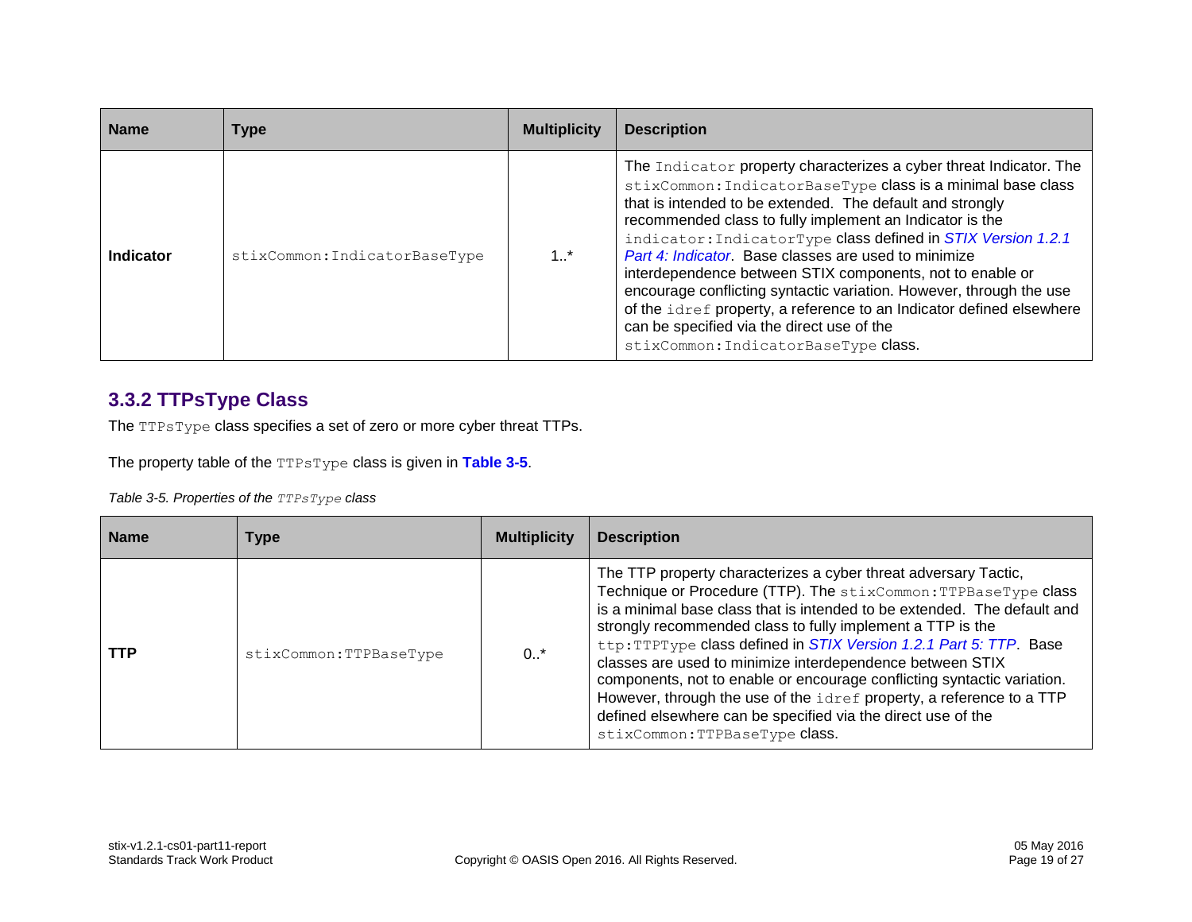| Name | Type | Multiplicity | Description |
| --- | --- | --- | --- |
| **Indicator** | stixCommon:IndicatorBaseType | 1..* | The Indicator property characterizes a cyber threat Indicator. The stixCommon:IndicatorBaseType class is a minimal base class that is intended to be extended. The default and strongly recommended class to fully implement an Indicator is the indicator:IndicatorType class defined in *STIX Version 1.2.1 Part 4: Indicator*. Base classes are used to minimize interdependence between STIX components, not to enable or encourage conflicting syntactic variation. However, through the use of the idref property, a reference to an Indicator defined elsewhere can be specified via the direct use of the stixCommon:IndicatorBaseType class. |

### 3.3.2 TTPsType Class

The TTPsType class specifies a set of zero or more cyber threat TTPs.

The property table of the TTPsType class is given in **Table 3-5**.

*Table 3-5. Properties of the TTPsType class*

| Name | Type | Multiplicity | Description |
| --- | --- | --- | --- |
| **TTP** | stixCommon:TTPBaseType | 0..* | The TTP property characterizes a cyber threat adversary Tactic, Technique or Procedure (TTP). The stixCommon:TTPBaseType class is a minimal base class that is intended to be extended. The default and strongly recommended class to fully implement a TTP is the ttp:TTPType class defined in *STIX Version 1.2.1 Part 5: TTP*. Base classes are used to minimize interdependence between STIX components, not to enable or encourage conflicting syntactic variation. However, through the use of the idref property, a reference to a TTP defined elsewhere can be specified via the direct use of the stixCommon:TTPBaseType class. |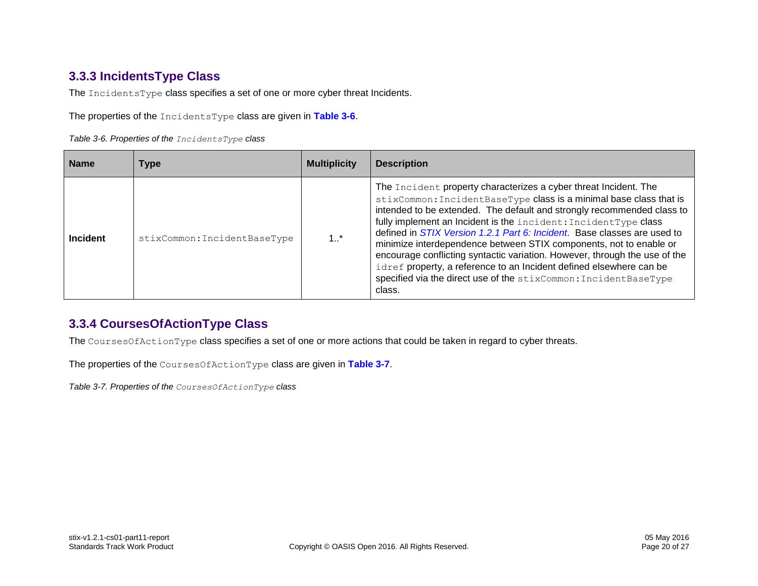### 3.3.3 IncidentsType Class

The `IncidentsType` class specifies a set of one or more cyber threat Incidents.

The properties of the `IncidentsType` class are given in **Table 3-6**.

*Table 3-6. Properties of the `IncidentsType` class*

| Name | Type | Multiplicity | Description |
|---|---|---|---|
| **Incident** | `stixCommon:IncidentBaseType` | 1..* | The `Incident` property characterizes a cyber threat Incident. The `stixCommon:IncidentBaseType` class is a minimal base class that is intended to be extended. The default and strongly recommended class to fully implement an Incident is the `incident:IncidentType` class defined in *STIX Version 1.2.1 Part 6: Incident*. Base classes are used to minimize interdependence between STIX components, not to enable or encourage conflicting syntactic variation. However, through the use of the `idref` property, a reference to an Incident defined elsewhere can be specified via the direct use of the `stixCommon:IncidentBaseType` class. |

### 3.3.4 CoursesOfActionType Class

The `CoursesOfActionType` class specifies a set of one or more actions that could be taken in regard to cyber threats.

The properties of the `CoursesOfActionType` class are given in **Table 3-7**.

*Table 3-7. Properties of the `CoursesOfActionType` class*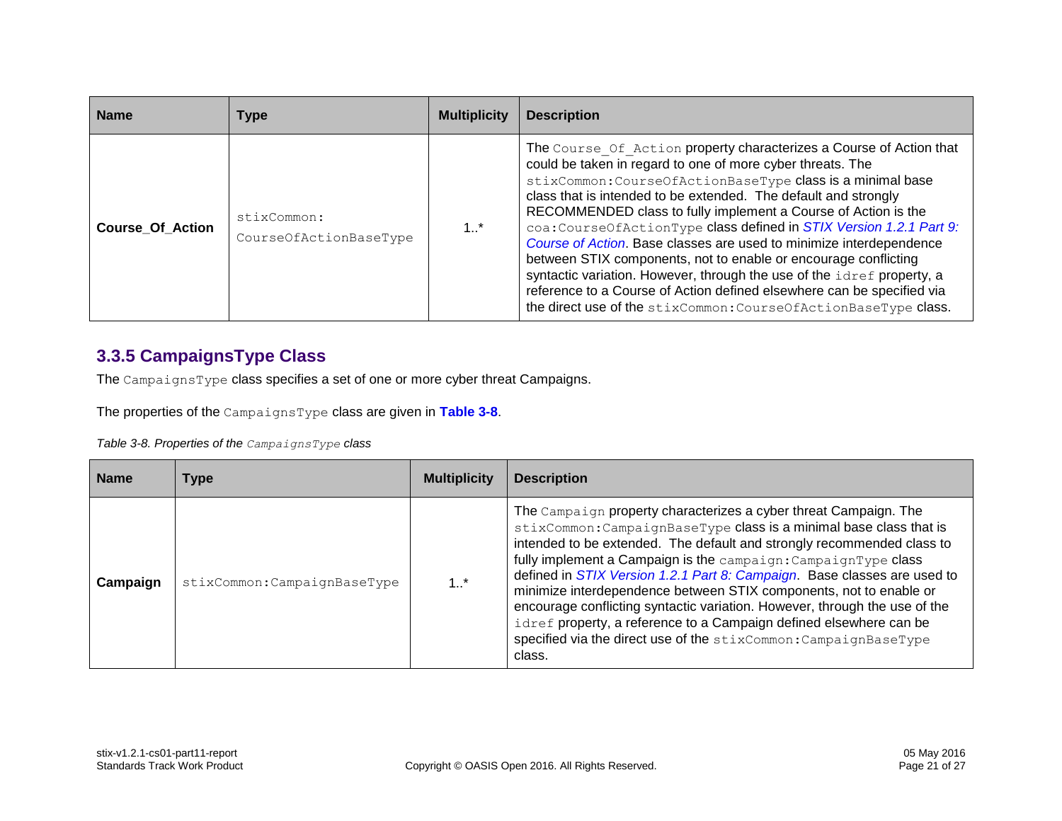| Name | Type | Multiplicity | Description |
| --- | --- | --- | --- |
| **Course_Of_Action** | `stixCommon:CourseOfActionBaseType` | 1..* | The `Course_Of_Action` property characterizes a Course of Action that could be taken in regard to one of more cyber threats. The `stixCommon:CourseOfActionBaseType` class is a minimal base class that is intended to be extended. The default and strongly RECOMMENDED class to fully implement a Course of Action is the `coa:CourseOfActionType` class defined in *STIX Version 1.2.1 Part 9: Course of Action*. Base classes are used to minimize interdependence between STIX components, not to enable or encourage conflicting syntactic variation. However, through the use of the `idref` property, a reference to a Course of Action defined elsewhere can be specified via the direct use of the `stixCommon:CourseOfActionBaseType` class. |

### 3.3.5 CampaignsType Class

The `CampaignsType` class specifies a set of one or more cyber threat Campaigns.

The properties of the `CampaignsType` class are given in **Table 3-8**.

*Table 3-8. Properties of the `CampaignsType` class*

| Name | Type | Multiplicity | Description |
| --- | --- | --- | --- |
| **Campaign** | `stixCommon:CampaignBaseType` | 1..* | The `Campaign` property characterizes a cyber threat Campaign. The `stixCommon:CampaignBaseType` class is a minimal base class that is intended to be extended. The default and strongly recommended class to fully implement a Campaign is the `campaign:CampaignType` class defined in *STIX Version 1.2.1 Part 8: Campaign*. Base classes are used to minimize interdependence between STIX components, not to enable or encourage conflicting syntactic variation. However, through the use of the `idref` property, a reference to a Campaign defined elsewhere can be specified via the direct use of the `stixCommon:CampaignBaseType` class. |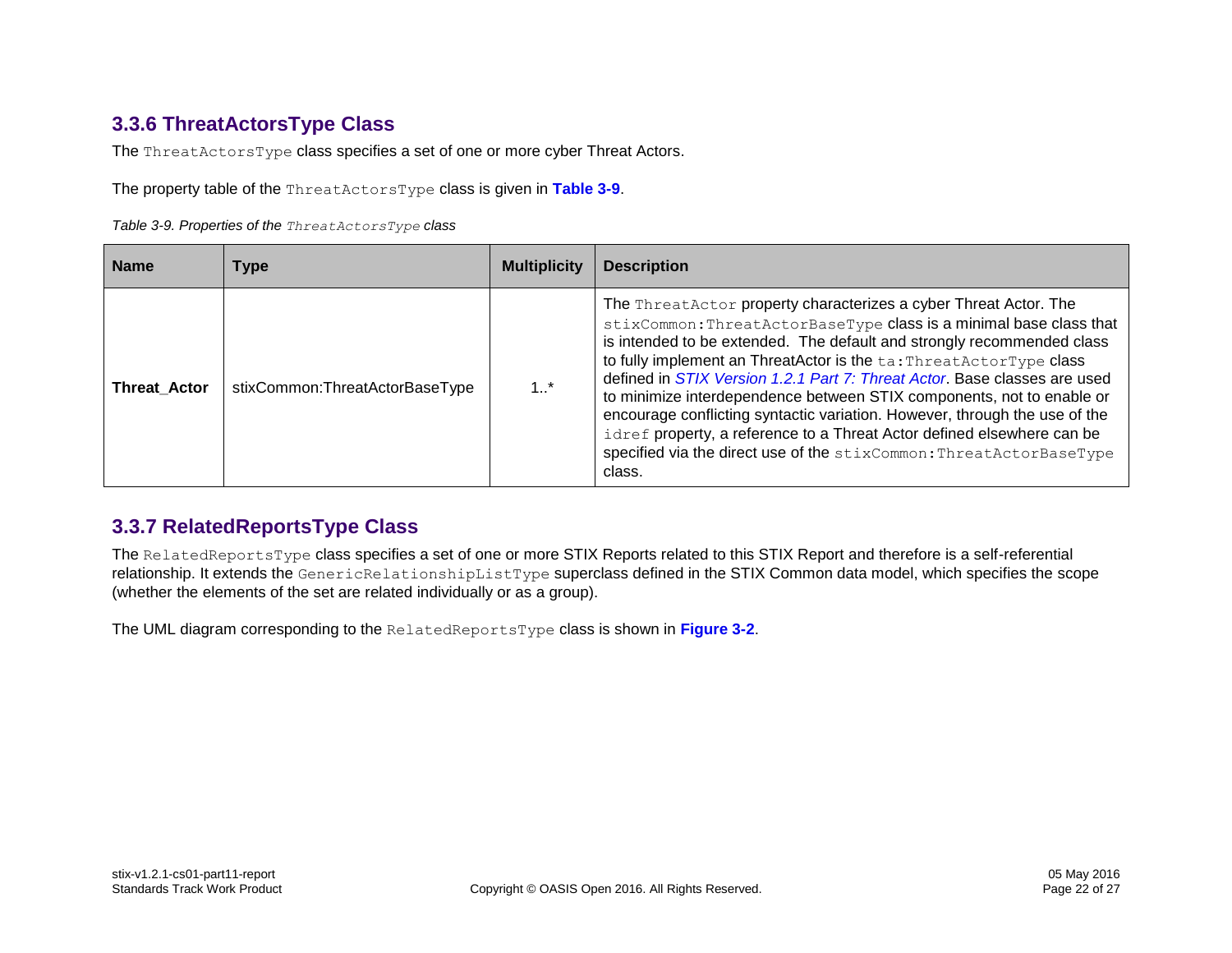### 3.3.6 ThreatActorsType Class

The `ThreatActorsType` class specifies a set of one or more cyber Threat Actors.

The property table of the `ThreatActorsType` class is given in **Table 3-9**.

*Table 3-9. Properties of the `ThreatActorsType` class*

| Name | Type | Multiplicity | Description |
|---|---|---|---|
| **Threat_Actor** | stixCommon:ThreatActorBaseType | 1..* | The `ThreatActor` property characterizes a cyber Threat Actor. The `stixCommon:ThreatActorBaseType` class is a minimal base class that is intended to be extended. The default and strongly recommended class to fully implement an ThreatActor is the `ta:ThreatActorType` class defined in *STIX Version 1.2.1 Part 7: Threat Actor*. Base classes are used to minimize interdependence between STIX components, not to enable or encourage conflicting syntactic variation. However, through the use of the `idref` property, a reference to a Threat Actor defined elsewhere can be specified via the direct use of the `stixCommon:ThreatActorBaseType` class. |

### 3.3.7 RelatedReportsType Class

The `RelatedReportsType` class specifies a set of one or more STIX Reports related to this STIX Report and therefore is a self-referential relationship. It extends the `GenericRelationshipListType` superclass defined in the STIX Common data model, which specifies the scope (whether the elements of the set are related individually or as a group).

The UML diagram corresponding to the `RelatedReportsType` class is shown in **Figure 3-2**.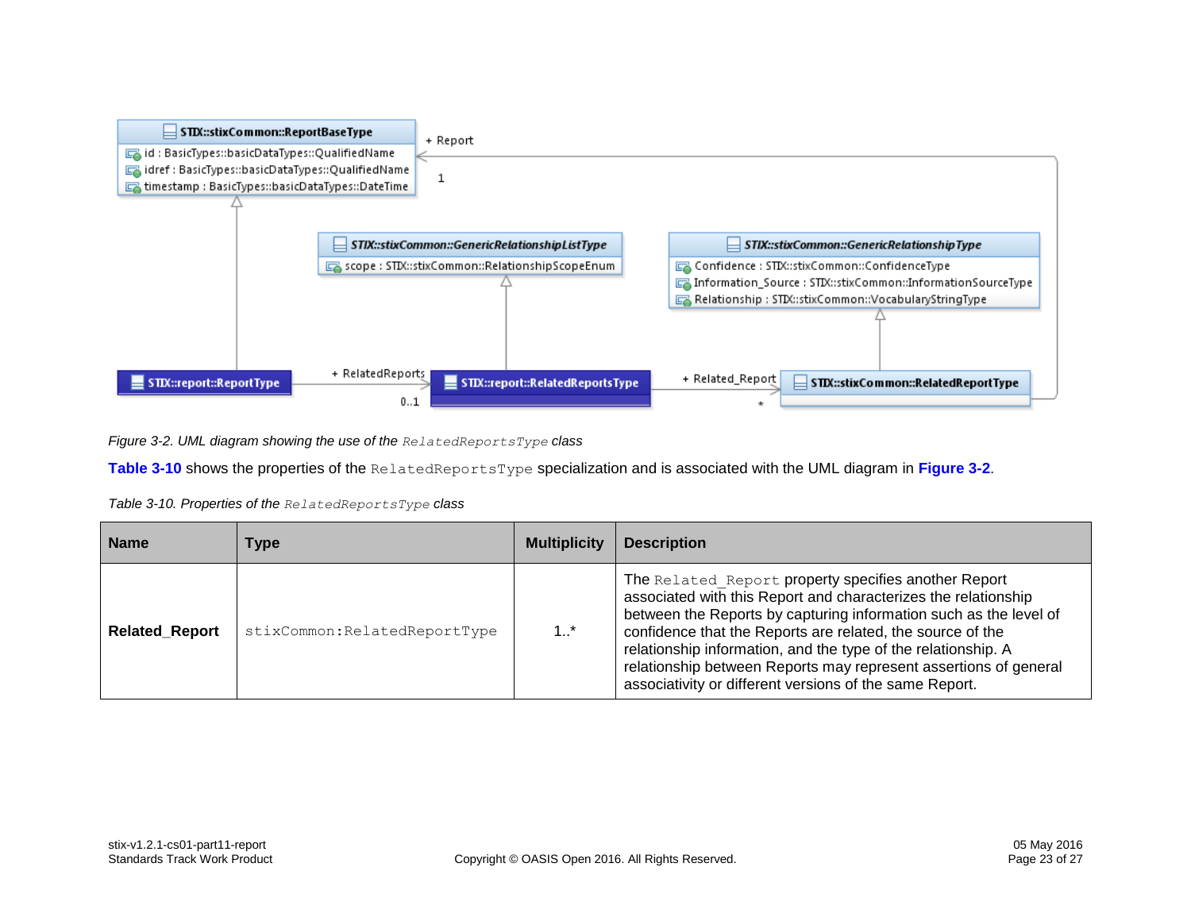*Figure 3-2. UML diagram showing the use of the `RelatedReportsType` class*

**Table 3-10** shows the properties of the `RelatedReportsType` specialization and is associated with the UML diagram in **Figure 3-2**.

*Table 3-10. Properties of the `RelatedReportsType` class*

| Name | Type | Multiplicity | Description |
| --- | --- | --- | --- |
| **Related_Report** | `stixCommon:RelatedReportType` | 1..* | The `Related_Report` property specifies another Report associated with this Report and characterizes the relationship between the Reports by capturing information such as the level of confidence that the Reports are related, the source of the relationship information, and the type of the relationship. A relationship between Reports may represent assertions of general associativity or different versions of the same Report. |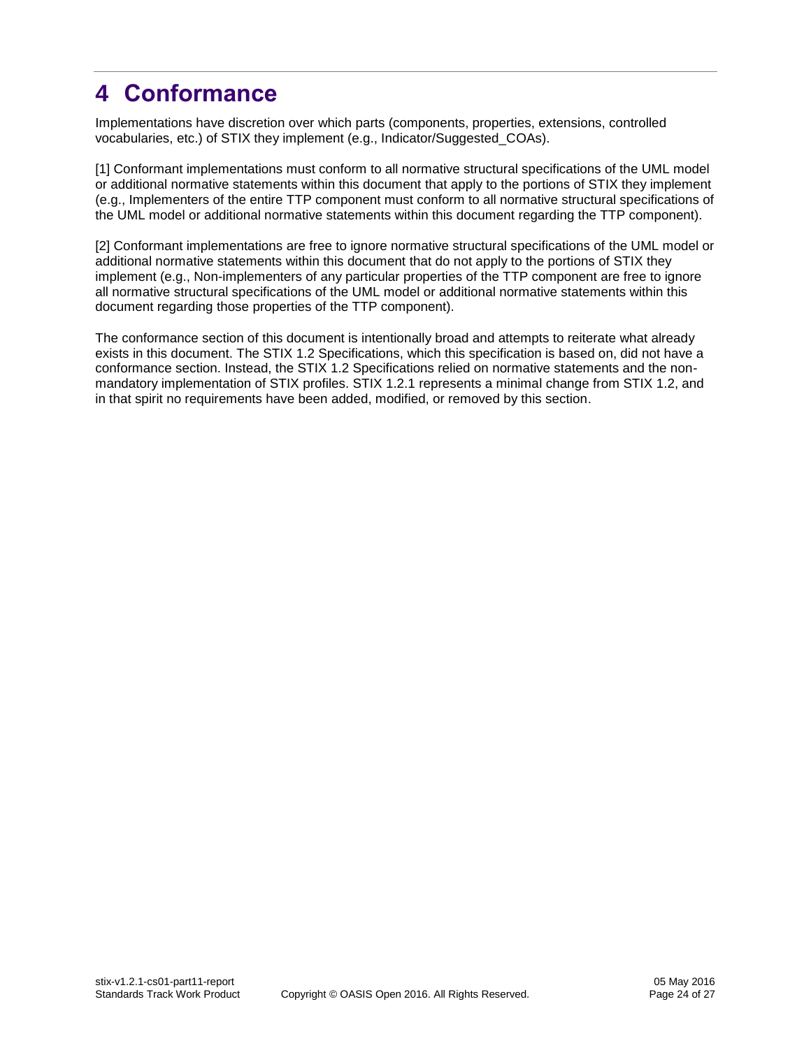# 4 Conformance

Implementations have discretion over which parts (components, properties, extensions, controlled vocabularies, etc.) of STIX they implement (e.g., Indicator/Suggested_COAs).

[1] Conformant implementations must conform to all normative structural specifications of the UML model or additional normative statements within this document that apply to the portions of STIX they implement (e.g., Implementers of the entire TTP component must conform to all normative structural specifications of the UML model or additional normative statements within this document regarding the TTP component).

[2] Conformant implementations are free to ignore normative structural specifications of the UML model or additional normative statements within this document that do not apply to the portions of STIX they implement (e.g., Non-implementers of any particular properties of the TTP component are free to ignore all normative structural specifications of the UML model or additional normative statements within this document regarding those properties of the TTP component).

The conformance section of this document is intentionally broad and attempts to reiterate what already exists in this document. The STIX 1.2 Specifications, which this specification is based on, did not have a conformance section. Instead, the STIX 1.2 Specifications relied on normative statements and the non-mandatory implementation of STIX profiles. STIX 1.2.1 represents a minimal change from STIX 1.2, and in that spirit no requirements have been added, modified, or removed by this section.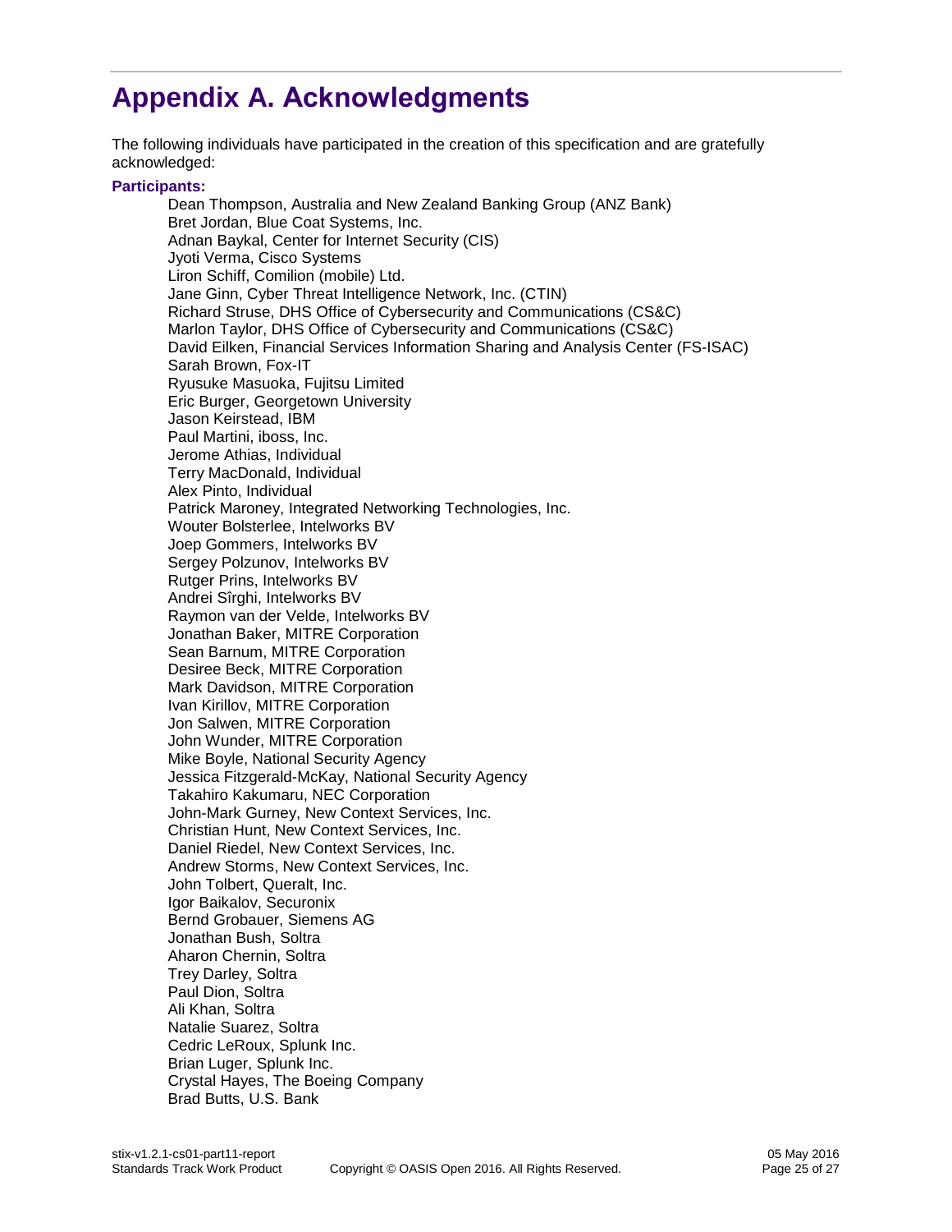# Appendix A. Acknowledgments

The following individuals have participated in the creation of this specification and are gratefully acknowledged:

**Participants:**

Dean Thompson, Australia and New Zealand Banking Group (ANZ Bank)
Bret Jordan, Blue Coat Systems, Inc.
Adnan Baykal, Center for Internet Security (CIS)
Jyoti Verma, Cisco Systems
Liron Schiff, Comilion (mobile) Ltd.
Jane Ginn, Cyber Threat Intelligence Network, Inc. (CTIN)
Richard Struse, DHS Office of Cybersecurity and Communications (CS&C)
Marlon Taylor, DHS Office of Cybersecurity and Communications (CS&C)
David Eilken, Financial Services Information Sharing and Analysis Center (FS-ISAC)
Sarah Brown, Fox-IT
Ryusuke Masuoka, Fujitsu Limited
Eric Burger, Georgetown University
Jason Keirstead, IBM
Paul Martini, iboss, Inc.
Jerome Athias, Individual
Terry MacDonald, Individual
Alex Pinto, Individual
Patrick Maroney, Integrated Networking Technologies, Inc.
Wouter Bolsterlee, Intelworks BV
Joep Gommers, Intelworks BV
Sergey Polzunov, Intelworks BV
Rutger Prins, Intelworks BV
Andrei Sîrghi, Intelworks BV
Raymon van der Velde, Intelworks BV
Jonathan Baker, MITRE Corporation
Sean Barnum, MITRE Corporation
Desiree Beck, MITRE Corporation
Mark Davidson, MITRE Corporation
Ivan Kirillov, MITRE Corporation
Jon Salwen, MITRE Corporation
John Wunder, MITRE Corporation
Mike Boyle, National Security Agency
Jessica Fitzgerald-McKay, National Security Agency
Takahiro Kakumaru, NEC Corporation
John-Mark Gurney, New Context Services, Inc.
Christian Hunt, New Context Services, Inc.
Daniel Riedel, New Context Services, Inc.
Andrew Storms, New Context Services, Inc.
John Tolbert, Queralt, Inc.
Igor Baikalov, Securonix
Bernd Grobauer, Siemens AG
Jonathan Bush, Soltra
Aharon Chernin, Soltra
Trey Darley, Soltra
Paul Dion, Soltra
Ali Khan, Soltra
Natalie Suarez, Soltra
Cedric LeRoux, Splunk Inc.
Brian Luger, Splunk Inc.
Crystal Hayes, The Boeing Company
Brad Butts, U.S. Bank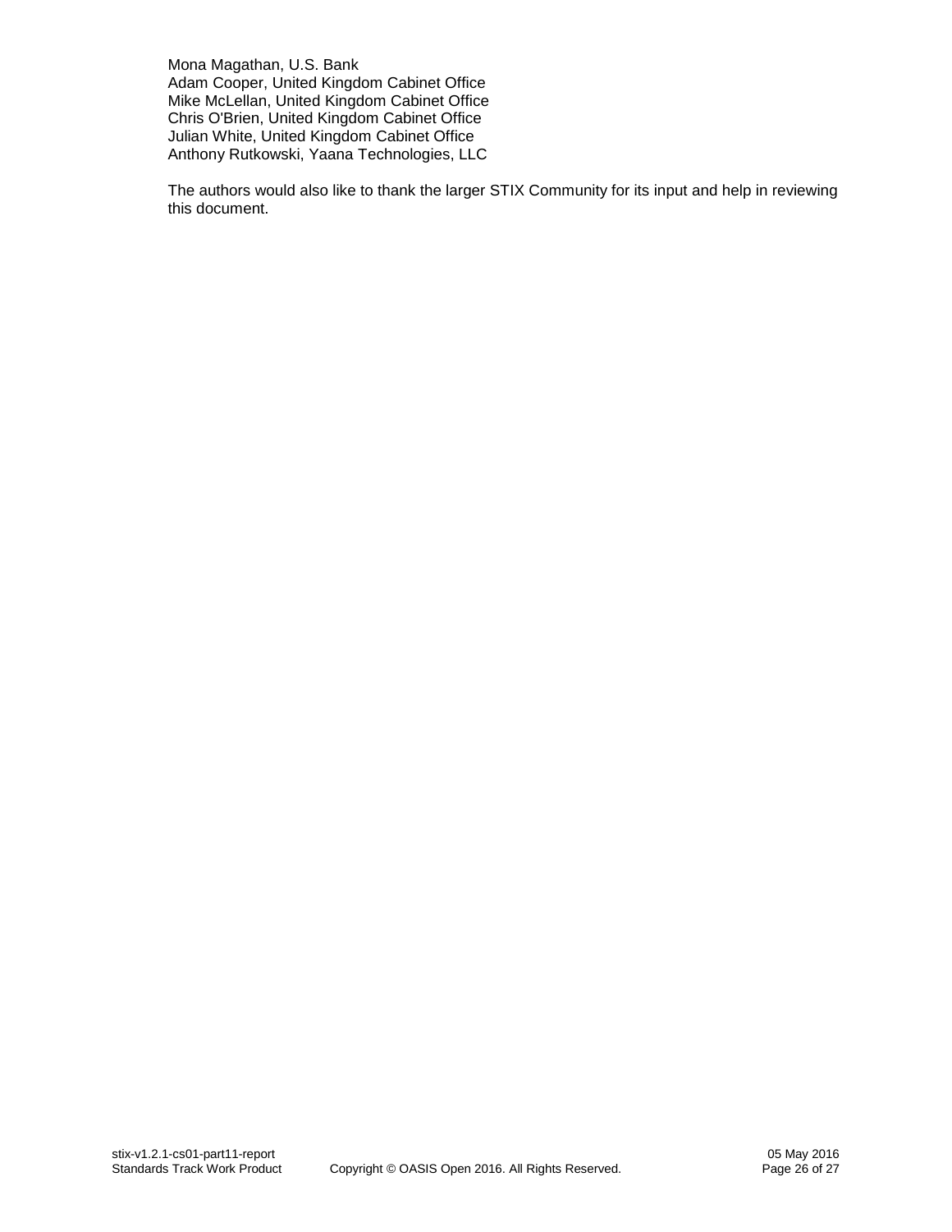Mona Magathan, U.S. Bank
Adam Cooper, United Kingdom Cabinet Office
Mike McLellan, United Kingdom Cabinet Office
Chris O'Brien, United Kingdom Cabinet Office
Julian White, United Kingdom Cabinet Office
Anthony Rutkowski, Yaana Technologies, LLC

The authors would also like to thank the larger STIX Community for its input and help in reviewing this document.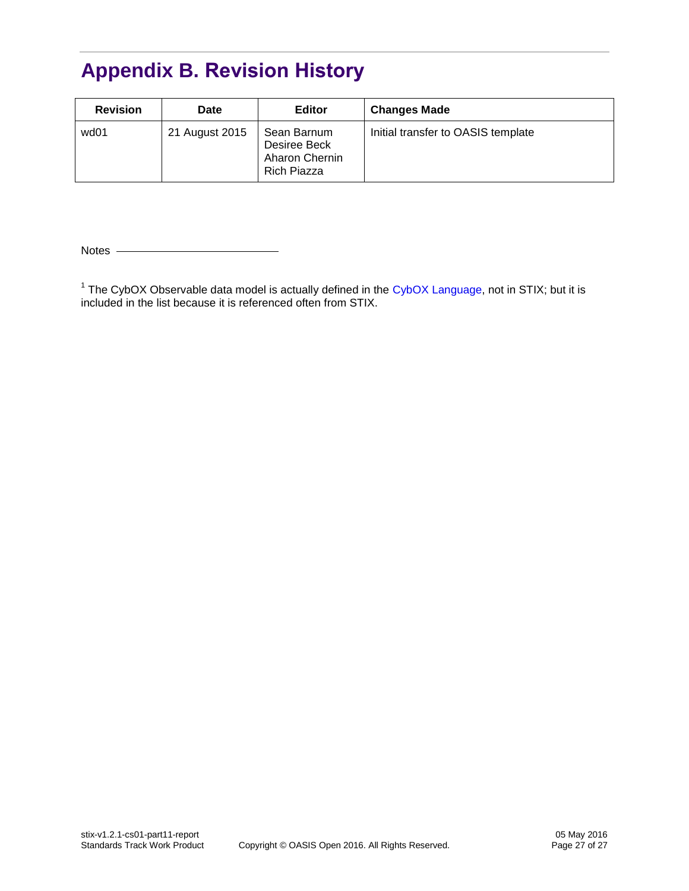# Appendix B. Revision History

| Revision | Date | Editor | Changes Made |
|---|---|---|---|
| wd01 | 21 August 2015 | Sean Barnum<br>Desiree Beck<br>Aharon Chernin<br>Rich Piazza | Initial transfer to OASIS template |

Notes

[1] The CybOX Observable data model is actually defined in the CybOX Language, not in STIX; but it is included in the list because it is referenced often from STIX.